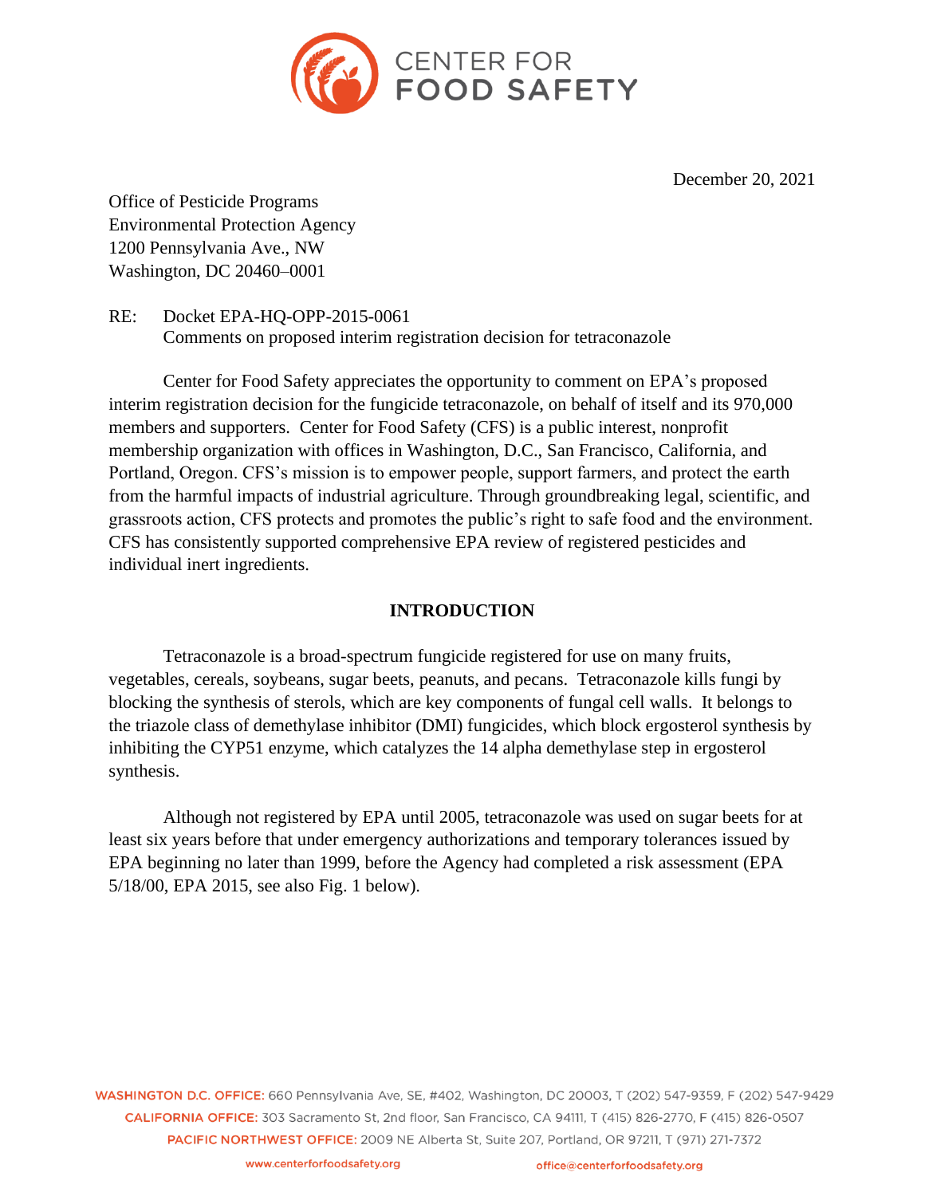# CENTER FOR FOOD SAFETY

December 20, 2021

Office of Pesticide Programs
Environmental Protection Agency
1200 Pennsylvania Ave., NW
Washington, DC 20460–0001

RE: Docket EPA-HQ-OPP-2015-0061
Comments on proposed interim registration decision for tetraconazole

Center for Food Safety appreciates the opportunity to comment on EPA's proposed interim registration decision for the fungicide tetraconazole, on behalf of itself and its 970,000 members and supporters. Center for Food Safety (CFS) is a public interest, nonprofit membership organization with offices in Washington, D.C., San Francisco, California, and Portland, Oregon. CFS's mission is to empower people, support farmers, and protect the earth from the harmful impacts of industrial agriculture. Through groundbreaking legal, scientific, and grassroots action, CFS protects and promotes the public's right to safe food and the environment. CFS has consistently supported comprehensive EPA review of registered pesticides and individual inert ingredients.

## INTRODUCTION

Tetraconazole is a broad-spectrum fungicide registered for use on many fruits, vegetables, cereals, soybeans, sugar beets, peanuts, and pecans. Tetraconazole kills fungi by blocking the synthesis of sterols, which are key components of fungal cell walls. It belongs to the triazole class of demethylase inhibitor (DMI) fungicides, which block ergosterol synthesis by inhibiting the CYP51 enzyme, which catalyzes the 14 alpha demethylase step in ergosterol synthesis.

Although not registered by EPA until 2005, tetraconazole was used on sugar beets for at least six years before that under emergency authorizations and temporary tolerances issued by EPA beginning no later than 1999, before the Agency had completed a risk assessment (EPA 5/18/00, EPA 2015, see also Fig. 1 below).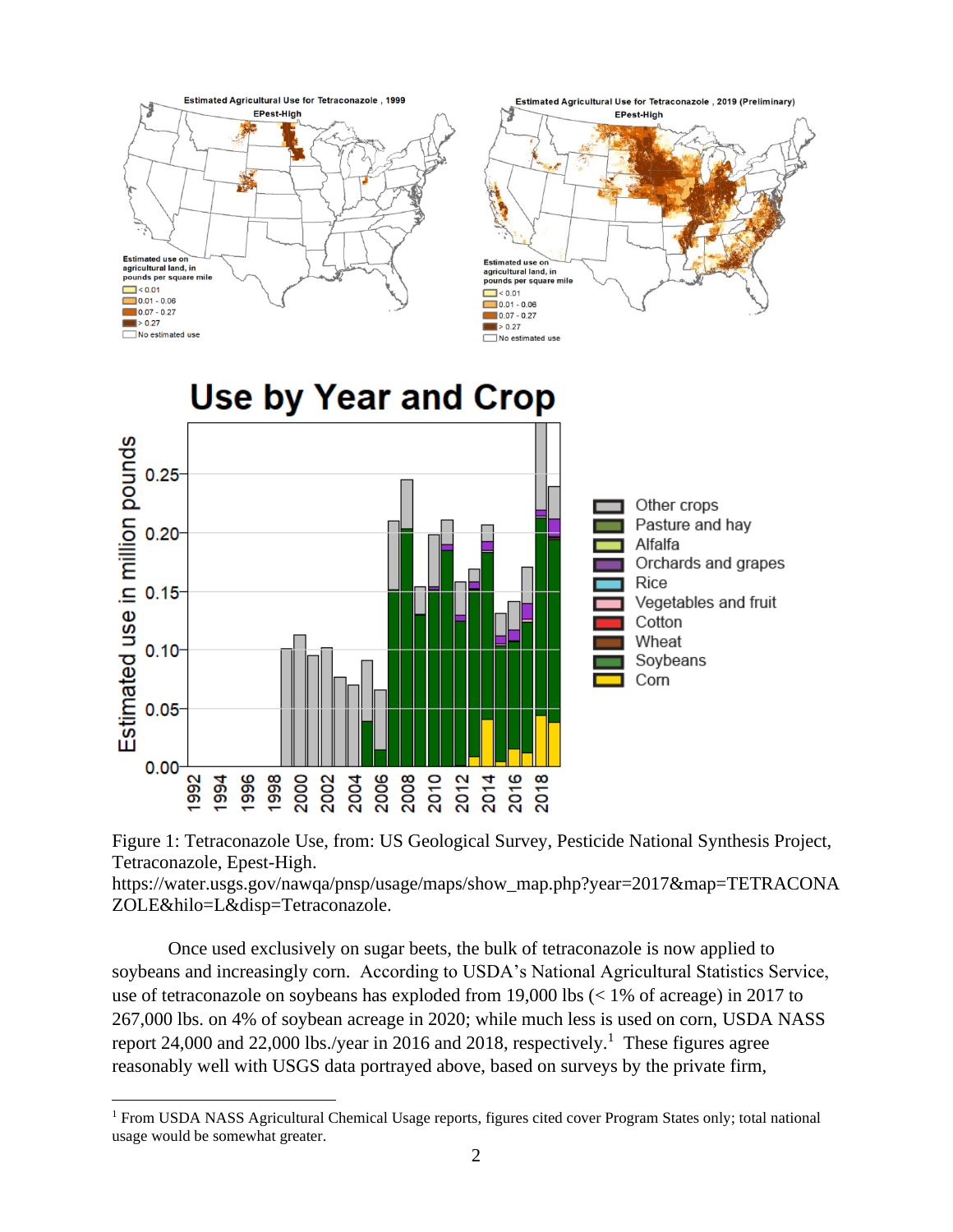Figure 1: Tetraconazole Use, from: US Geological Survey, Pesticide National Synthesis Project, Tetraconazole, Epest-High. https://water.usgs.gov/nawqa/pnsp/usage/maps/show_map.php?year=2017&map=TETRACONAZOLE&hilo=L&disp=Tetraconazole.

Once used exclusively on sugar beets, the bulk of tetraconazole is now applied to soybeans and increasingly corn. According to USDA's National Agricultural Statistics Service, use of tetraconazole on soybeans has exploded from 19,000 lbs (< 1% of acreage) in 2017 to 267,000 lbs. on 4% of soybean acreage in 2020; while much less is used on corn, USDA NASS report 24,000 and 22,000 lbs./year in 2016 and 2018, respectively.[1] These figures agree reasonably well with USGS data portrayed above, based on surveys by the private firm,

[1] From USDA NASS Agricultural Chemical Usage reports, figures cited cover Program States only; total national usage would be somewhat greater.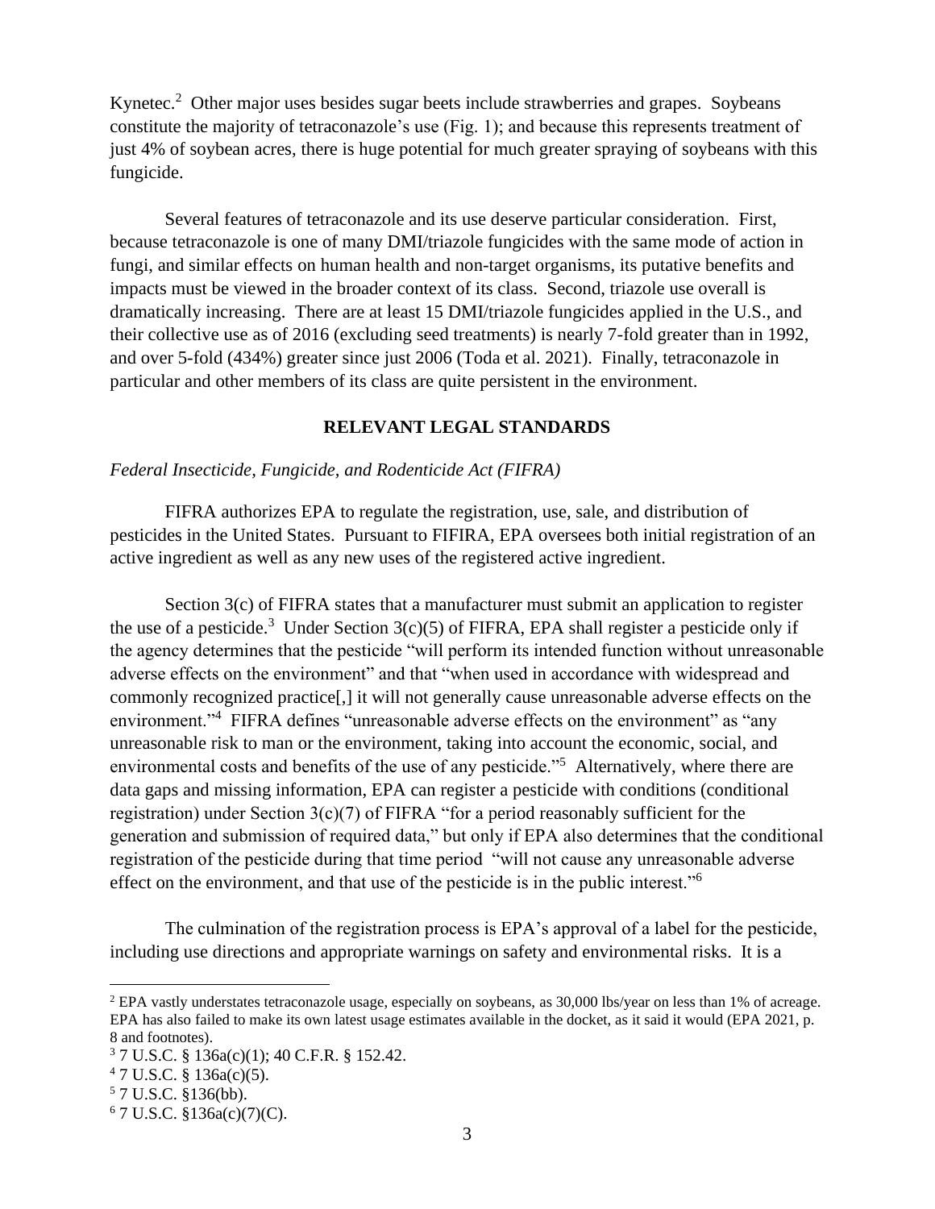Kynetec.[2] Other major uses besides sugar beets include strawberries and grapes. Soybeans constitute the majority of tetraconazole's use (Fig. 1); and because this represents treatment of just 4% of soybean acres, there is huge potential for much greater spraying of soybeans with this fungicide.

Several features of tetraconazole and its use deserve particular consideration. First, because tetraconazole is one of many DMI/triazole fungicides with the same mode of action in fungi, and similar effects on human health and non-target organisms, its putative benefits and impacts must be viewed in the broader context of its class. Second, triazole use overall is dramatically increasing. There are at least 15 DMI/triazole fungicides applied in the U.S., and their collective use as of 2016 (excluding seed treatments) is nearly 7-fold greater than in 1992, and over 5-fold (434%) greater since just 2006 (Toda et al. 2021). Finally, tetraconazole in particular and other members of its class are quite persistent in the environment.

## RELEVANT LEGAL STANDARDS

*Federal Insecticide, Fungicide, and Rodenticide Act (FIFRA)*

FIFRA authorizes EPA to regulate the registration, use, sale, and distribution of pesticides in the United States. Pursuant to FIFIRA, EPA oversees both initial registration of an active ingredient as well as any new uses of the registered active ingredient.

Section 3(c) of FIFRA states that a manufacturer must submit an application to register the use of a pesticide.[3] Under Section 3(c)(5) of FIFRA, EPA shall register a pesticide only if the agency determines that the pesticide "will perform its intended function without unreasonable adverse effects on the environment" and that "when used in accordance with widespread and commonly recognized practice[,] it will not generally cause unreasonable adverse effects on the environment."[4] FIFRA defines "unreasonable adverse effects on the environment" as "any unreasonable risk to man or the environment, taking into account the economic, social, and environmental costs and benefits of the use of any pesticide."[5] Alternatively, where there are data gaps and missing information, EPA can register a pesticide with conditions (conditional registration) under Section 3(c)(7) of FIFRA "for a period reasonably sufficient for the generation and submission of required data," but only if EPA also determines that the conditional registration of the pesticide during that time period "will not cause any unreasonable adverse effect on the environment, and that use of the pesticide is in the public interest."[6]

The culmination of the registration process is EPA's approval of a label for the pesticide, including use directions and appropriate warnings on safety and environmental risks. It is a

---

[2] EPA vastly understates tetraconazole usage, especially on soybeans, as 30,000 lbs/year on less than 1% of acreage. EPA has also failed to make its own latest usage estimates available in the docket, as it said it would (EPA 2021, p. 8 and footnotes).

[3] 7 U.S.C. § 136a(c)(1); 40 C.F.R. § 152.42.

[4] 7 U.S.C. § 136a(c)(5).

[5] 7 U.S.C. §136(bb).

[6] 7 U.S.C. §136a(c)(7)(C).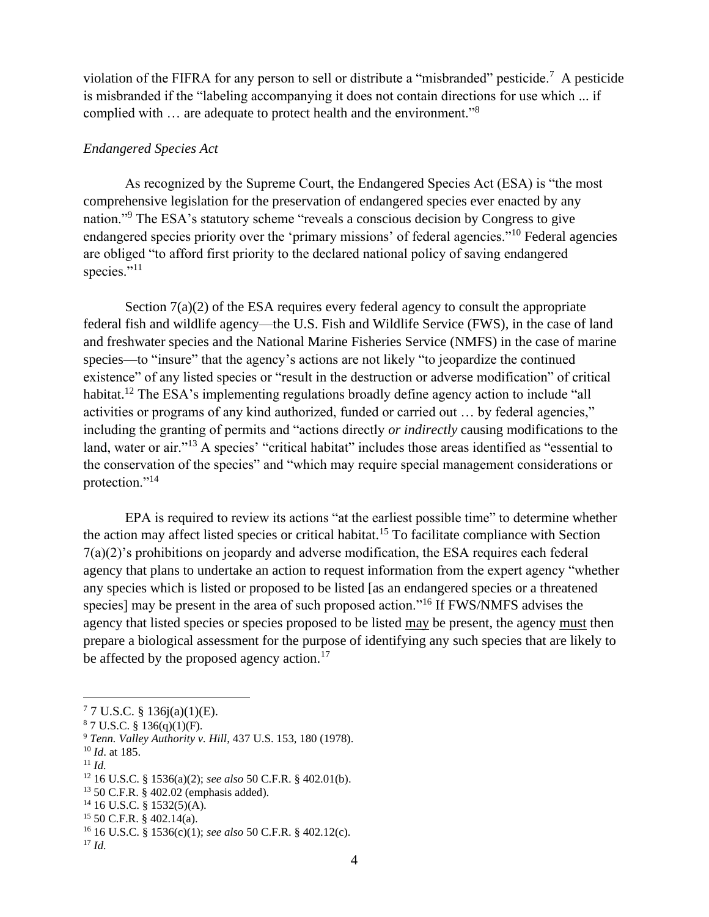violation of the FIFRA for any person to sell or distribute a "misbranded" pesticide.[7] A pesticide is misbranded if the "labeling accompanying it does not contain directions for use which ... if complied with … are adequate to protect health and the environment."[8]

*Endangered Species Act*

As recognized by the Supreme Court, the Endangered Species Act (ESA) is "the most comprehensive legislation for the preservation of endangered species ever enacted by any nation."[9] The ESA's statutory scheme "reveals a conscious decision by Congress to give endangered species priority over the 'primary missions' of federal agencies."[10] Federal agencies are obliged "to afford first priority to the declared national policy of saving endangered species."[11]

Section 7(a)(2) of the ESA requires every federal agency to consult the appropriate federal fish and wildlife agency—the U.S. Fish and Wildlife Service (FWS), in the case of land and freshwater species and the National Marine Fisheries Service (NMFS) in the case of marine species—to "insure" that the agency's actions are not likely "to jeopardize the continued existence" of any listed species or "result in the destruction or adverse modification" of critical habitat.[12] The ESA's implementing regulations broadly define agency action to include "all activities or programs of any kind authorized, funded or carried out … by federal agencies," including the granting of permits and "actions directly *or indirectly* causing modifications to the land, water or air."[13] A species' "critical habitat" includes those areas identified as "essential to the conservation of the species" and "which may require special management considerations or protection."[14]

EPA is required to review its actions "at the earliest possible time" to determine whether the action may affect listed species or critical habitat.[15] To facilitate compliance with Section 7(a)(2)'s prohibitions on jeopardy and adverse modification, the ESA requires each federal agency that plans to undertake an action to request information from the expert agency "whether any species which is listed or proposed to be listed [as an endangered species or a threatened species] may be present in the area of such proposed action."[16] If FWS/NMFS advises the agency that listed species or species proposed to be listed <u>may</u> be present, the agency <u>must</u> then prepare a biological assessment for the purpose of identifying any such species that are likely to be affected by the proposed agency action.[17]

---

[7] 7 U.S.C. § 136j(a)(1)(E).
[8] 7 U.S.C. § 136(q)(1)(F).
[9] *Tenn. Valley Authority v. Hill*, 437 U.S. 153, 180 (1978).
[10] *Id*. at 185.
[11] *Id.*
[12] 16 U.S.C. § 1536(a)(2); *see also* 50 C.F.R. § 402.01(b).
[13] 50 C.F.R. § 402.02 (emphasis added).
[14] 16 U.S.C. § 1532(5)(A).
[15] 50 C.F.R. § 402.14(a).
[16] 16 U.S.C. § 1536(c)(1); *see also* 50 C.F.R. § 402.12(c).
[17] *Id.*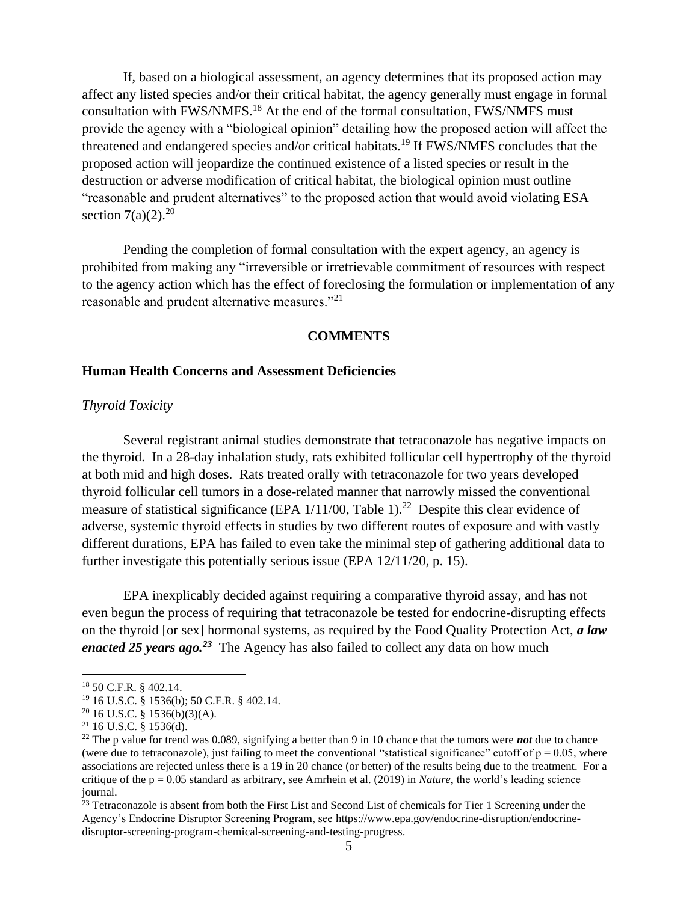If, based on a biological assessment, an agency determines that its proposed action may affect any listed species and/or their critical habitat, the agency generally must engage in formal consultation with FWS/NMFS.[18] At the end of the formal consultation, FWS/NMFS must provide the agency with a "biological opinion" detailing how the proposed action will affect the threatened and endangered species and/or critical habitats.[19] If FWS/NMFS concludes that the proposed action will jeopardize the continued existence of a listed species or result in the destruction or adverse modification of critical habitat, the biological opinion must outline "reasonable and prudent alternatives" to the proposed action that would avoid violating ESA section 7(a)(2).[20]

Pending the completion of formal consultation with the expert agency, an agency is prohibited from making any "irreversible or irretrievable commitment of resources with respect to the agency action which has the effect of foreclosing the formulation or implementation of any reasonable and prudent alternative measures."[21]

## COMMENTS

### Human Health Concerns and Assessment Deficiencies

*Thyroid Toxicity*

Several registrant animal studies demonstrate that tetraconazole has negative impacts on the thyroid. In a 28-day inhalation study, rats exhibited follicular cell hypertrophy of the thyroid at both mid and high doses. Rats treated orally with tetraconazole for two years developed thyroid follicular cell tumors in a dose-related manner that narrowly missed the conventional measure of statistical significance (EPA 1/11/00, Table 1).[22] Despite this clear evidence of adverse, systemic thyroid effects in studies by two different routes of exposure and with vastly different durations, EPA has failed to even take the minimal step of gathering additional data to further investigate this potentially serious issue (EPA 12/11/20, p. 15).

EPA inexplicably decided against requiring a comparative thyroid assay, and has not even begun the process of requiring that tetraconazole be tested for endocrine-disrupting effects on the thyroid [or sex] hormonal systems, as required by the Food Quality Protection Act, ***a law enacted 25 years ago.***[23] The Agency has also failed to collect any data on how much

---

[18] 50 C.F.R. § 402.14.

[19] 16 U.S.C. § 1536(b); 50 C.F.R. § 402.14.

[20] 16 U.S.C. § 1536(b)(3)(A).

[21] 16 U.S.C. § 1536(d).

[22] The p value for trend was 0.089, signifying a better than 9 in 10 chance that the tumors were ***not*** due to chance (were due to tetraconazole), just failing to meet the conventional "statistical significance" cutoff of $p = 0.05$, where associations are rejected unless there is a 19 in 20 chance (or better) of the results being due to the treatment. For a critique of the $p = 0.05$ standard as arbitrary, see Amrhein et al. (2019) in *Nature*, the world's leading science journal.

[23] Tetraconazole is absent from both the First List and Second List of chemicals for Tier 1 Screening under the Agency's Endocrine Disruptor Screening Program, see https://www.epa.gov/endocrine-disruption/endocrine-disruptor-screening-program-chemical-screening-and-testing-progress.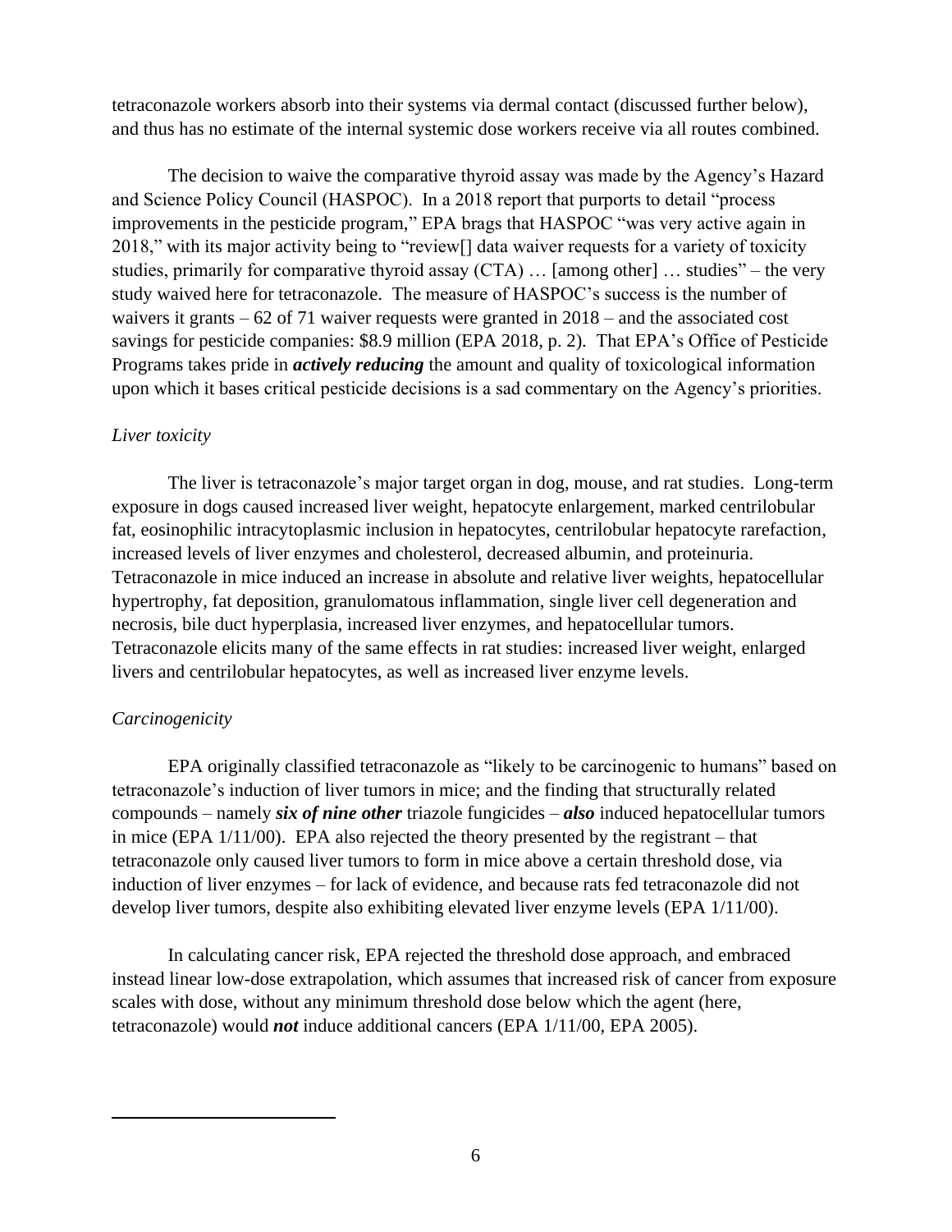tetraconazole workers absorb into their systems via dermal contact (discussed further below), and thus has no estimate of the internal systemic dose workers receive via all routes combined.

The decision to waive the comparative thyroid assay was made by the Agency's Hazard and Science Policy Council (HASPOC). In a 2018 report that purports to detail "process improvements in the pesticide program," EPA brags that HASPOC "was very active again in 2018," with its major activity being to "review[] data waiver requests for a variety of toxicity studies, primarily for comparative thyroid assay (CTA) … [among other] … studies" – the very study waived here for tetraconazole. The measure of HASPOC's success is the number of waivers it grants – 62 of 71 waiver requests were granted in 2018 – and the associated cost savings for pesticide companies: $8.9 million (EPA 2018, p. 2). That EPA's Office of Pesticide Programs takes pride in ***actively reducing*** the amount and quality of toxicological information upon which it bases critical pesticide decisions is a sad commentary on the Agency's priorities.

*Liver toxicity*

The liver is tetraconazole's major target organ in dog, mouse, and rat studies. Long-term exposure in dogs caused increased liver weight, hepatocyte enlargement, marked centrilobular fat, eosinophilic intracytoplasmic inclusion in hepatocytes, centrilobular hepatocyte rarefaction, increased levels of liver enzymes and cholesterol, decreased albumin, and proteinuria. Tetraconazole in mice induced an increase in absolute and relative liver weights, hepatocellular hypertrophy, fat deposition, granulomatous inflammation, single liver cell degeneration and necrosis, bile duct hyperplasia, increased liver enzymes, and hepatocellular tumors. Tetraconazole elicits many of the same effects in rat studies: increased liver weight, enlarged livers and centrilobular hepatocytes, as well as increased liver enzyme levels.

*Carcinogenicity*

EPA originally classified tetraconazole as "likely to be carcinogenic to humans" based on tetraconazole's induction of liver tumors in mice; and the finding that structurally related compounds – namely ***six of nine other*** triazole fungicides – ***also*** induced hepatocellular tumors in mice (EPA 1/11/00). EPA also rejected the theory presented by the registrant – that tetraconazole only caused liver tumors to form in mice above a certain threshold dose, via induction of liver enzymes – for lack of evidence, and because rats fed tetraconazole did not develop liver tumors, despite also exhibiting elevated liver enzyme levels (EPA 1/11/00).

In calculating cancer risk, EPA rejected the threshold dose approach, and embraced instead linear low-dose extrapolation, which assumes that increased risk of cancer from exposure scales with dose, without any minimum threshold dose below which the agent (here, tetraconazole) would ***not*** induce additional cancers (EPA 1/11/00, EPA 2005).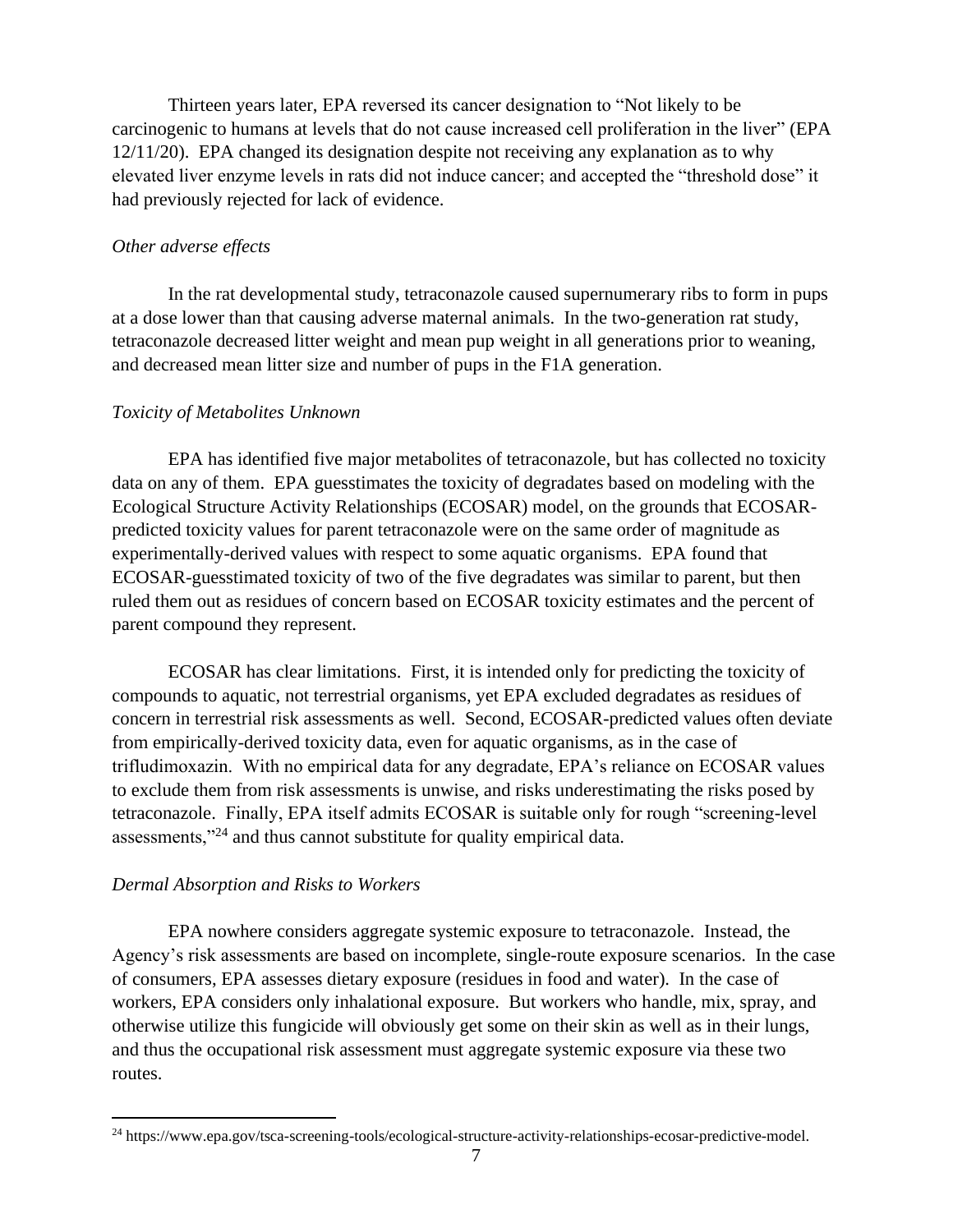Thirteen years later, EPA reversed its cancer designation to "Not likely to be carcinogenic to humans at levels that do not cause increased cell proliferation in the liver" (EPA 12/11/20). EPA changed its designation despite not receiving any explanation as to why elevated liver enzyme levels in rats did not induce cancer; and accepted the "threshold dose" it had previously rejected for lack of evidence.

*Other adverse effects*

In the rat developmental study, tetraconazole caused supernumerary ribs to form in pups at a dose lower than that causing adverse maternal animals. In the two-generation rat study, tetraconazole decreased litter weight and mean pup weight in all generations prior to weaning, and decreased mean litter size and number of pups in the F1A generation.

*Toxicity of Metabolites Unknown*

EPA has identified five major metabolites of tetraconazole, but has collected no toxicity data on any of them. EPA guesstimates the toxicity of degradates based on modeling with the Ecological Structure Activity Relationships (ECOSAR) model, on the grounds that ECOSAR-predicted toxicity values for parent tetraconazole were on the same order of magnitude as experimentally-derived values with respect to some aquatic organisms. EPA found that ECOSAR-guesstimated toxicity of two of the five degradates was similar to parent, but then ruled them out as residues of concern based on ECOSAR toxicity estimates and the percent of parent compound they represent.

ECOSAR has clear limitations. First, it is intended only for predicting the toxicity of compounds to aquatic, not terrestrial organisms, yet EPA excluded degradates as residues of concern in terrestrial risk assessments as well. Second, ECOSAR-predicted values often deviate from empirically-derived toxicity data, even for aquatic organisms, as in the case of trifludimoxazin. With no empirical data for any degradate, EPA's reliance on ECOSAR values to exclude them from risk assessments is unwise, and risks underestimating the risks posed by tetraconazole. Finally, EPA itself admits ECOSAR is suitable only for rough "screening-level assessments,"[24] and thus cannot substitute for quality empirical data.

*Dermal Absorption and Risks to Workers*

EPA nowhere considers aggregate systemic exposure to tetraconazole. Instead, the Agency's risk assessments are based on incomplete, single-route exposure scenarios. In the case of consumers, EPA assesses dietary exposure (residues in food and water). In the case of workers, EPA considers only inhalational exposure. But workers who handle, mix, spray, and otherwise utilize this fungicide will obviously get some on their skin as well as in their lungs, and thus the occupational risk assessment must aggregate systemic exposure via these two routes.

[24] https://www.epa.gov/tsca-screening-tools/ecological-structure-activity-relationships-ecosar-predictive-model.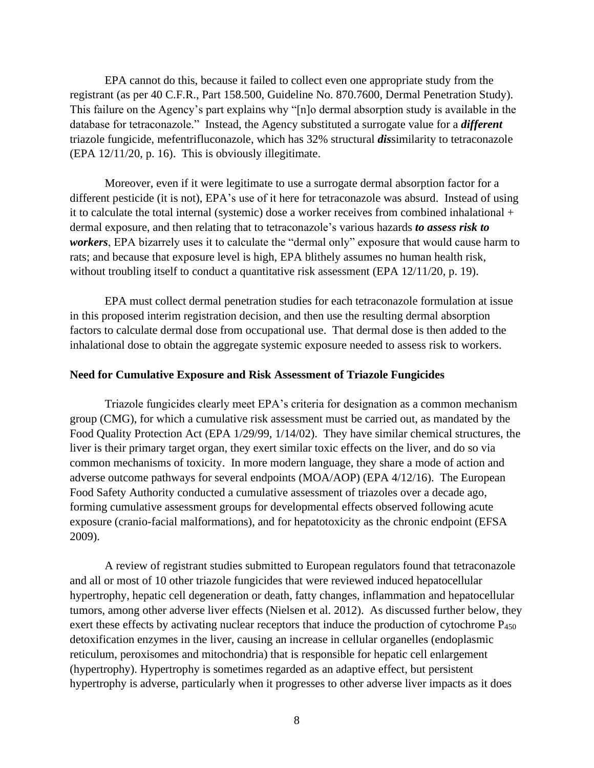EPA cannot do this, because it failed to collect even one appropriate study from the registrant (as per 40 C.F.R., Part 158.500, Guideline No. 870.7600, Dermal Penetration Study). This failure on the Agency's part explains why "[n]o dermal absorption study is available in the database for tetraconazole." Instead, the Agency substituted a surrogate value for a ***different*** triazole fungicide, mefentrifluconazole, which has 32% structural ***dis***similarity to tetraconazole (EPA 12/11/20, p. 16). This is obviously illegitimate.

Moreover, even if it were legitimate to use a surrogate dermal absorption factor for a different pesticide (it is not), EPA's use of it here for tetraconazole was absurd. Instead of using it to calculate the total internal (systemic) dose a worker receives from combined inhalational + dermal exposure, and then relating that to tetraconazole's various hazards ***to assess risk to workers***, EPA bizarrely uses it to calculate the "dermal only" exposure that would cause harm to rats; and because that exposure level is high, EPA blithely assumes no human health risk, without troubling itself to conduct a quantitative risk assessment (EPA 12/11/20, p. 19).

EPA must collect dermal penetration studies for each tetraconazole formulation at issue in this proposed interim registration decision, and then use the resulting dermal absorption factors to calculate dermal dose from occupational use. That dermal dose is then added to the inhalational dose to obtain the aggregate systemic exposure needed to assess risk to workers.

**Need for Cumulative Exposure and Risk Assessment of Triazole Fungicides**

Triazole fungicides clearly meet EPA's criteria for designation as a common mechanism group (CMG), for which a cumulative risk assessment must be carried out, as mandated by the Food Quality Protection Act (EPA 1/29/99, 1/14/02). They have similar chemical structures, the liver is their primary target organ, they exert similar toxic effects on the liver, and do so via common mechanisms of toxicity. In more modern language, they share a mode of action and adverse outcome pathways for several endpoints (MOA/AOP) (EPA 4/12/16). The European Food Safety Authority conducted a cumulative assessment of triazoles over a decade ago, forming cumulative assessment groups for developmental effects observed following acute exposure (cranio-facial malformations), and for hepatotoxicity as the chronic endpoint (EFSA 2009).

A review of registrant studies submitted to European regulators found that tetraconazole and all or most of 10 other triazole fungicides that were reviewed induced hepatocellular hypertrophy, hepatic cell degeneration or death, fatty changes, inflammation and hepatocellular tumors, among other adverse liver effects (Nielsen et al. 2012). As discussed further below, they exert these effects by activating nuclear receptors that induce the production of cytochrome $P_{450}$ detoxification enzymes in the liver, causing an increase in cellular organelles (endoplasmic reticulum, peroxisomes and mitochondria) that is responsible for hepatic cell enlargement (hypertrophy). Hypertrophy is sometimes regarded as an adaptive effect, but persistent hypertrophy is adverse, particularly when it progresses to other adverse liver impacts as it does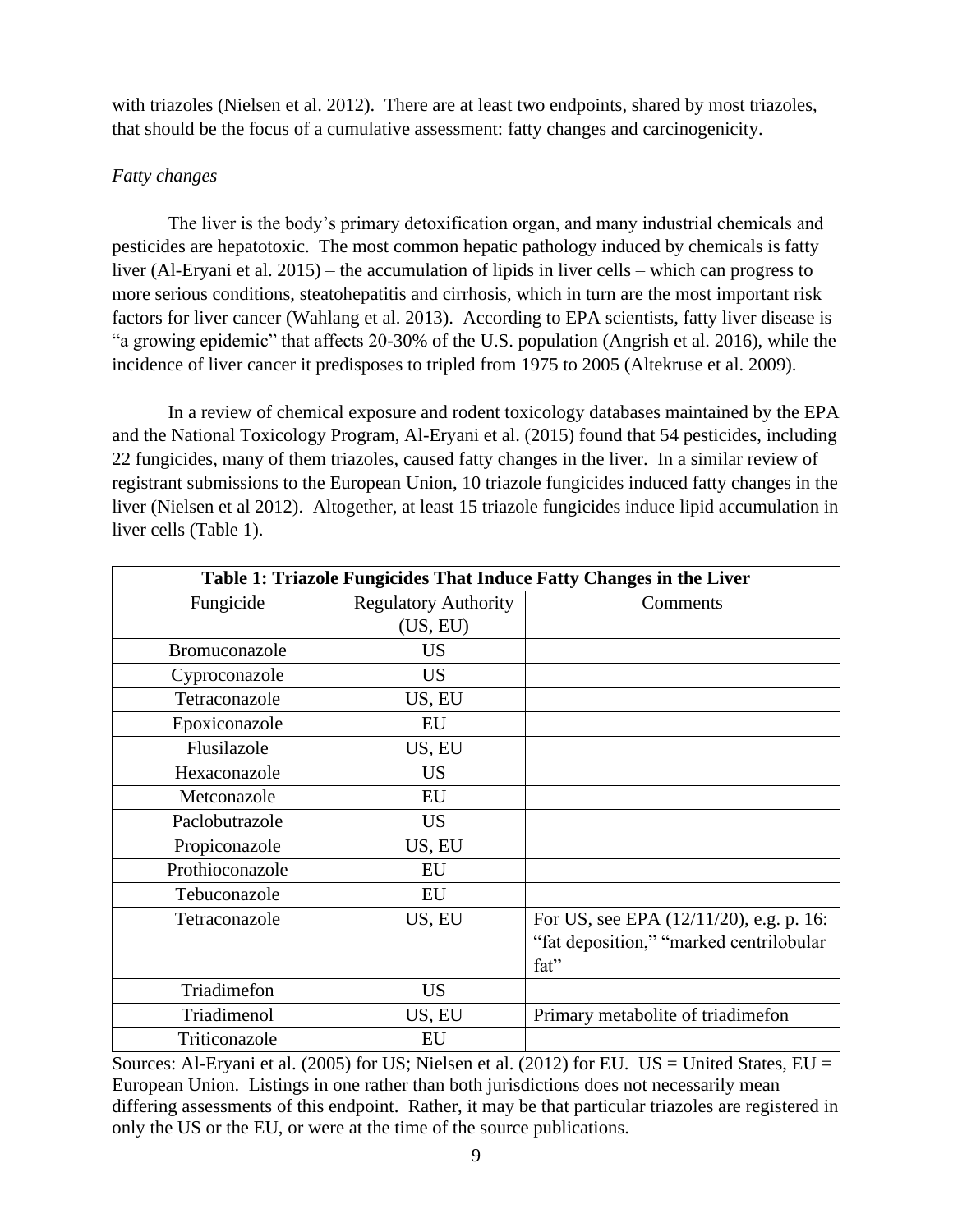with triazoles (Nielsen et al. 2012). There are at least two endpoints, shared by most triazoles, that should be the focus of a cumulative assessment: fatty changes and carcinogenicity.

*Fatty changes*

The liver is the body's primary detoxification organ, and many industrial chemicals and pesticides are hepatotoxic. The most common hepatic pathology induced by chemicals is fatty liver (Al-Eryani et al. 2015) – the accumulation of lipids in liver cells – which can progress to more serious conditions, steatohepatitis and cirrhosis, which in turn are the most important risk factors for liver cancer (Wahlang et al. 2013). According to EPA scientists, fatty liver disease is "a growing epidemic" that affects 20-30% of the U.S. population (Angrish et al. 2016), while the incidence of liver cancer it predisposes to tripled from 1975 to 2005 (Altekruse et al. 2009).

In a review of chemical exposure and rodent toxicology databases maintained by the EPA and the National Toxicology Program, Al-Eryani et al. (2015) found that 54 pesticides, including 22 fungicides, many of them triazoles, caused fatty changes in the liver. In a similar review of registrant submissions to the European Union, 10 triazole fungicides induced fatty changes in the liver (Nielsen et al 2012). Altogether, at least 15 triazole fungicides induce lipid accumulation in liver cells (Table 1).

**Table 1: Triazole Fungicides That Induce Fatty Changes in the Liver**

| Fungicide | Regulatory Authority (US, EU) | Comments |
|---|---|---|
| Bromuconazole | US | |
| Cyproconazole | US | |
| Tetraconazole | US, EU | |
| Epoxiconazole | EU | |
| Flusilazole | US, EU | |
| Hexaconazole | US | |
| Metconazole | EU | |
| Paclobutrazole | US | |
| Propiconazole | US, EU | |
| Prothioconazole | EU | |
| Tebuconazole | EU | |
| Tetraconazole | US, EU | For US, see EPA (12/11/20), e.g. p. 16: "fat deposition," "marked centrilobular fat" |
| Triadimefon | US | |
| Triadimenol | US, EU | Primary metabolite of triadimefon |
| Triticonazole | EU | |

Sources: Al-Eryani et al. (2005) for US; Nielsen et al. (2012) for EU. US = United States, EU = European Union. Listings in one rather than both jurisdictions does not necessarily mean differing assessments of this endpoint. Rather, it may be that particular triazoles are registered in only the US or the EU, or were at the time of the source publications.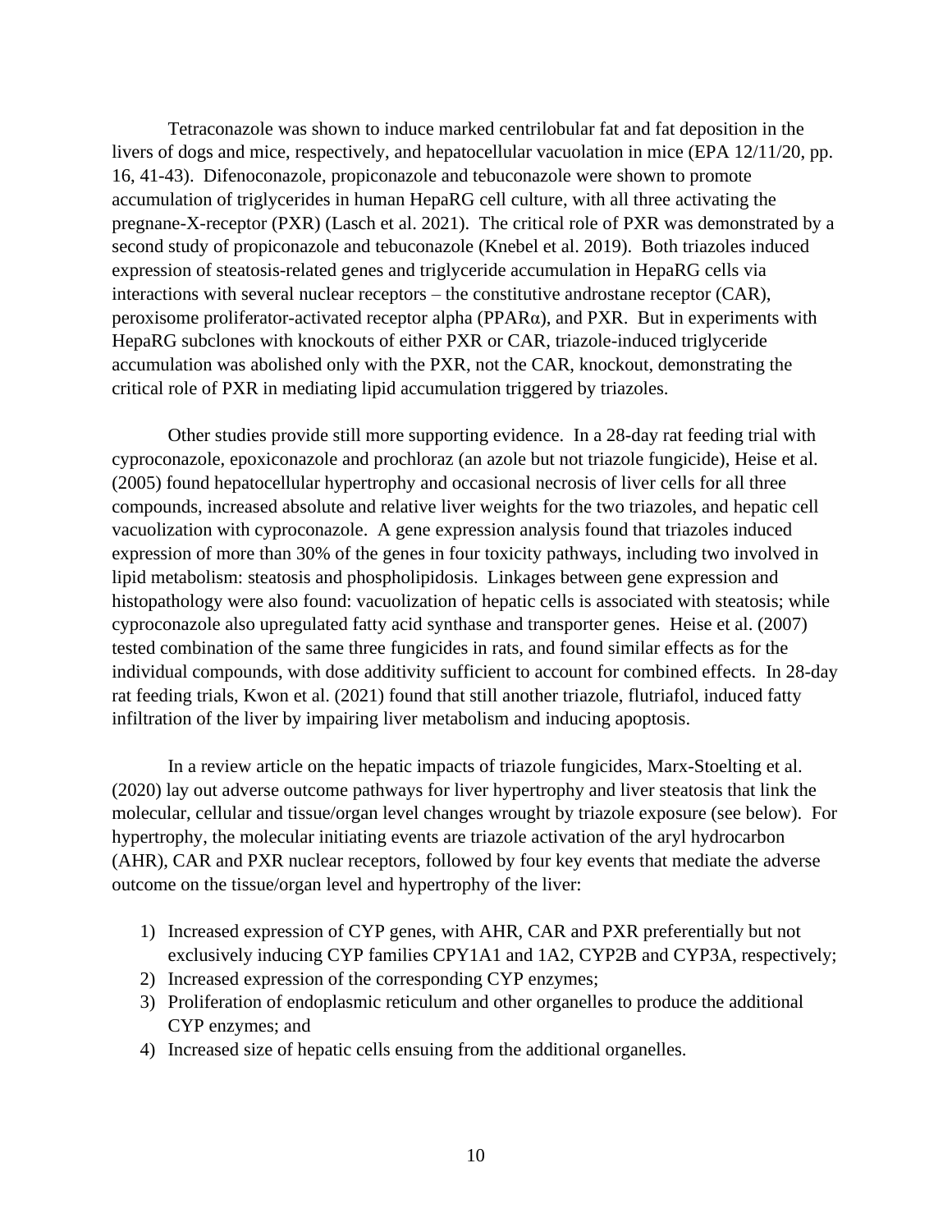Tetraconazole was shown to induce marked centrilobular fat and fat deposition in the livers of dogs and mice, respectively, and hepatocellular vacuolation in mice (EPA 12/11/20, pp. 16, 41-43). Difenoconazole, propiconazole and tebuconazole were shown to promote accumulation of triglycerides in human HepaRG cell culture, with all three activating the pregnane-X-receptor (PXR) (Lasch et al. 2021). The critical role of PXR was demonstrated by a second study of propiconazole and tebuconazole (Knebel et al. 2019). Both triazoles induced expression of steatosis-related genes and triglyceride accumulation in HepaRG cells via interactions with several nuclear receptors – the constitutive androstane receptor (CAR), peroxisome proliferator-activated receptor alpha (PPARα), and PXR. But in experiments with HepaRG subclones with knockouts of either PXR or CAR, triazole-induced triglyceride accumulation was abolished only with the PXR, not the CAR, knockout, demonstrating the critical role of PXR in mediating lipid accumulation triggered by triazoles.

Other studies provide still more supporting evidence. In a 28-day rat feeding trial with cyproconazole, epoxiconazole and prochloraz (an azole but not triazole fungicide), Heise et al. (2005) found hepatocellular hypertrophy and occasional necrosis of liver cells for all three compounds, increased absolute and relative liver weights for the two triazoles, and hepatic cell vacuolization with cyproconazole. A gene expression analysis found that triazoles induced expression of more than 30% of the genes in four toxicity pathways, including two involved in lipid metabolism: steatosis and phospholipidosis. Linkages between gene expression and histopathology were also found: vacuolization of hepatic cells is associated with steatosis; while cyproconazole also upregulated fatty acid synthase and transporter genes. Heise et al. (2007) tested combination of the same three fungicides in rats, and found similar effects as for the individual compounds, with dose additivity sufficient to account for combined effects. In 28-day rat feeding trials, Kwon et al. (2021) found that still another triazole, flutriafol, induced fatty infiltration of the liver by impairing liver metabolism and inducing apoptosis.

In a review article on the hepatic impacts of triazole fungicides, Marx-Stoelting et al. (2020) lay out adverse outcome pathways for liver hypertrophy and liver steatosis that link the molecular, cellular and tissue/organ level changes wrought by triazole exposure (see below). For hypertrophy, the molecular initiating events are triazole activation of the aryl hydrocarbon (AHR), CAR and PXR nuclear receptors, followed by four key events that mediate the adverse outcome on the tissue/organ level and hypertrophy of the liver:

1) Increased expression of CYP genes, with AHR, CAR and PXR preferentially but not exclusively inducing CYP families CPY1A1 and 1A2, CYP2B and CYP3A, respectively;
2) Increased expression of the corresponding CYP enzymes;
3) Proliferation of endoplasmic reticulum and other organelles to produce the additional CYP enzymes; and
4) Increased size of hepatic cells ensuing from the additional organelles.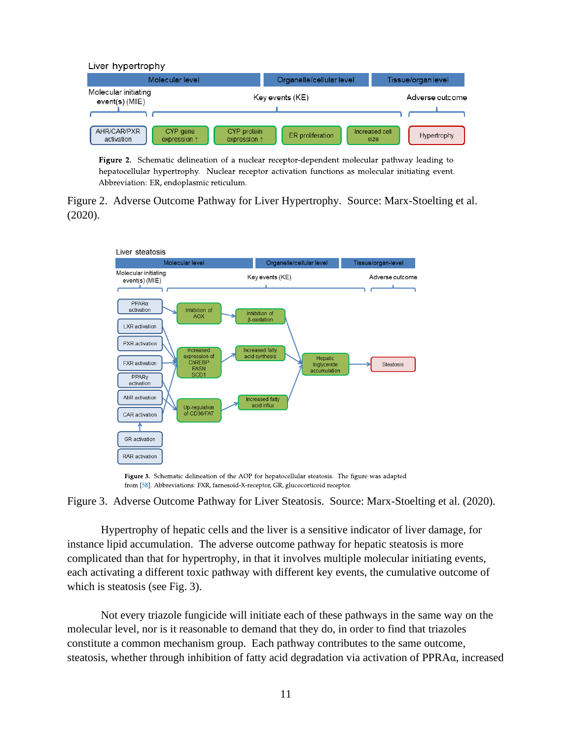**Figure 2.** Schematic delineation of a nuclear receptor-dependent molecular pathway leading to hepatocellular hypertrophy. Nuclear receptor activation functions as molecular initiating event. Abbreviation: ER, endoplasmic reticulum.

Figure 2. Adverse Outcome Pathway for Liver Hypertrophy. Source: Marx-Stoelting et al. (2020).

**Figure 3.** Schematic delineation of the AOP for hepatocellular steatosis. The figure was adapted from [58]. Abbreviations: FXR, farnesoid-X-receptor, GR, glucocorticoid receptor.

Figure 3. Adverse Outcome Pathway for Liver Steatosis. Source: Marx-Stoelting et al. (2020).

Hypertrophy of hepatic cells and the liver is a sensitive indicator of liver damage, for instance lipid accumulation. The adverse outcome pathway for hepatic steatosis is more complicated than that for hypertrophy, in that it involves multiple molecular initiating events, each activating a different toxic pathway with different key events, the cumulative outcome of which is steatosis (see Fig. 3).

Not every triazole fungicide will initiate each of these pathways in the same way on the molecular level, nor is it reasonable to demand that they do, in order to find that triazoles constitute a common mechanism group. Each pathway contributes to the same outcome, steatosis, whether through inhibition of fatty acid degradation via activation of PPRAα, increased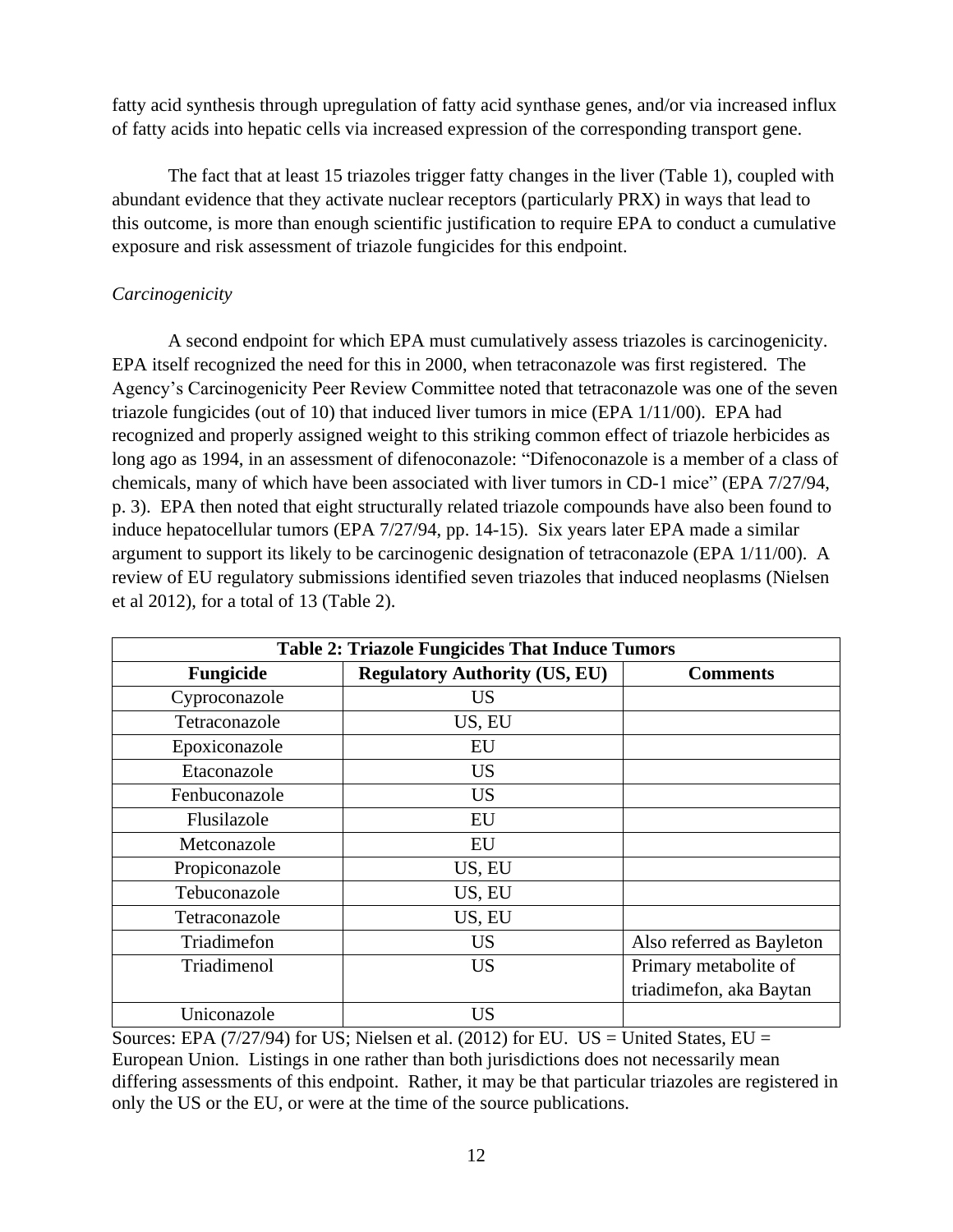fatty acid synthesis through upregulation of fatty acid synthase genes, and/or via increased influx of fatty acids into hepatic cells via increased expression of the corresponding transport gene.

The fact that at least 15 triazoles trigger fatty changes in the liver (Table 1), coupled with abundant evidence that they activate nuclear receptors (particularly PRX) in ways that lead to this outcome, is more than enough scientific justification to require EPA to conduct a cumulative exposure and risk assessment of triazole fungicides for this endpoint.

*Carcinogenicity*

A second endpoint for which EPA must cumulatively assess triazoles is carcinogenicity. EPA itself recognized the need for this in 2000, when tetraconazole was first registered. The Agency's Carcinogenicity Peer Review Committee noted that tetraconazole was one of the seven triazole fungicides (out of 10) that induced liver tumors in mice (EPA 1/11/00). EPA had recognized and properly assigned weight to this striking common effect of triazole herbicides as long ago as 1994, in an assessment of difenoconazole: "Difenoconazole is a member of a class of chemicals, many of which have been associated with liver tumors in CD-1 mice" (EPA 7/27/94, p. 3). EPA then noted that eight structurally related triazole compounds have also been found to induce hepatocellular tumors (EPA 7/27/94, pp. 14-15). Six years later EPA made a similar argument to support its likely to be carcinogenic designation of tetraconazole (EPA 1/11/00). A review of EU regulatory submissions identified seven triazoles that induced neoplasms (Nielsen et al 2012), for a total of 13 (Table 2).

| Table 2: Triazole Fungicides That Induce Tumors | | |
|---|---|---|
| **Fungicide** | **Regulatory Authority (US, EU)** | **Comments** |
| Cyproconazole | US | |
| Tetraconazole | US, EU | |
| Epoxiconazole | EU | |
| Etaconazole | US | |
| Fenbuconazole | US | |
| Flusilazole | EU | |
| Metconazole | EU | |
| Propiconazole | US, EU | |
| Tebuconazole | US, EU | |
| Tetraconazole | US, EU | |
| Triadimefon | US | Also referred as Bayleton |
| Triadimenol | US | Primary metabolite of triadimefon, aka Baytan |
| Uniconazole | US | |

Sources: EPA (7/27/94) for US; Nielsen et al. (2012) for EU. US = United States, EU = European Union. Listings in one rather than both jurisdictions does not necessarily mean differing assessments of this endpoint. Rather, it may be that particular triazoles are registered in only the US or the EU, or were at the time of the source publications.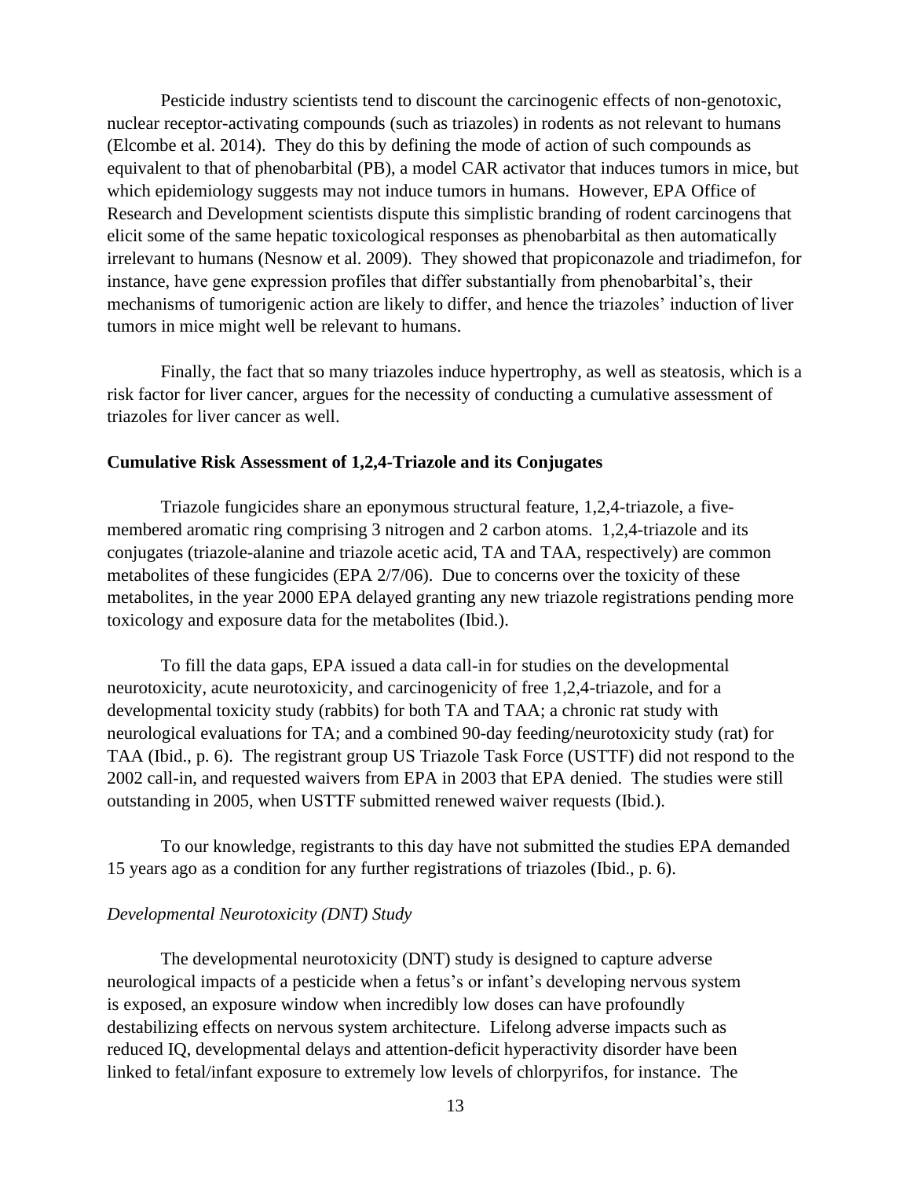Pesticide industry scientists tend to discount the carcinogenic effects of non-genotoxic, nuclear receptor-activating compounds (such as triazoles) in rodents as not relevant to humans (Elcombe et al. 2014). They do this by defining the mode of action of such compounds as equivalent to that of phenobarbital (PB), a model CAR activator that induces tumors in mice, but which epidemiology suggests may not induce tumors in humans. However, EPA Office of Research and Development scientists dispute this simplistic branding of rodent carcinogens that elicit some of the same hepatic toxicological responses as phenobarbital as then automatically irrelevant to humans (Nesnow et al. 2009). They showed that propiconazole and triadimefon, for instance, have gene expression profiles that differ substantially from phenobarbital's, their mechanisms of tumorigenic action are likely to differ, and hence the triazoles' induction of liver tumors in mice might well be relevant to humans.

Finally, the fact that so many triazoles induce hypertrophy, as well as steatosis, which is a risk factor for liver cancer, argues for the necessity of conducting a cumulative assessment of triazoles for liver cancer as well.

**Cumulative Risk Assessment of 1,2,4-Triazole and its Conjugates**

Triazole fungicides share an eponymous structural feature, 1,2,4-triazole, a five-membered aromatic ring comprising 3 nitrogen and 2 carbon atoms. 1,2,4-triazole and its conjugates (triazole-alanine and triazole acetic acid, TA and TAA, respectively) are common metabolites of these fungicides (EPA 2/7/06). Due to concerns over the toxicity of these metabolites, in the year 2000 EPA delayed granting any new triazole registrations pending more toxicology and exposure data for the metabolites (Ibid.).

To fill the data gaps, EPA issued a data call-in for studies on the developmental neurotoxicity, acute neurotoxicity, and carcinogenicity of free 1,2,4-triazole, and for a developmental toxicity study (rabbits) for both TA and TAA; a chronic rat study with neurological evaluations for TA; and a combined 90-day feeding/neurotoxicity study (rat) for TAA (Ibid., p. 6). The registrant group US Triazole Task Force (USTTF) did not respond to the 2002 call-in, and requested waivers from EPA in 2003 that EPA denied. The studies were still outstanding in 2005, when USTTF submitted renewed waiver requests (Ibid.).

To our knowledge, registrants to this day have not submitted the studies EPA demanded 15 years ago as a condition for any further registrations of triazoles (Ibid., p. 6).

*Developmental Neurotoxicity (DNT) Study*

The developmental neurotoxicity (DNT) study is designed to capture adverse neurological impacts of a pesticide when a fetus's or infant's developing nervous system is exposed, an exposure window when incredibly low doses can have profoundly destabilizing effects on nervous system architecture. Lifelong adverse impacts such as reduced IQ, developmental delays and attention-deficit hyperactivity disorder have been linked to fetal/infant exposure to extremely low levels of chlorpyrifos, for instance. The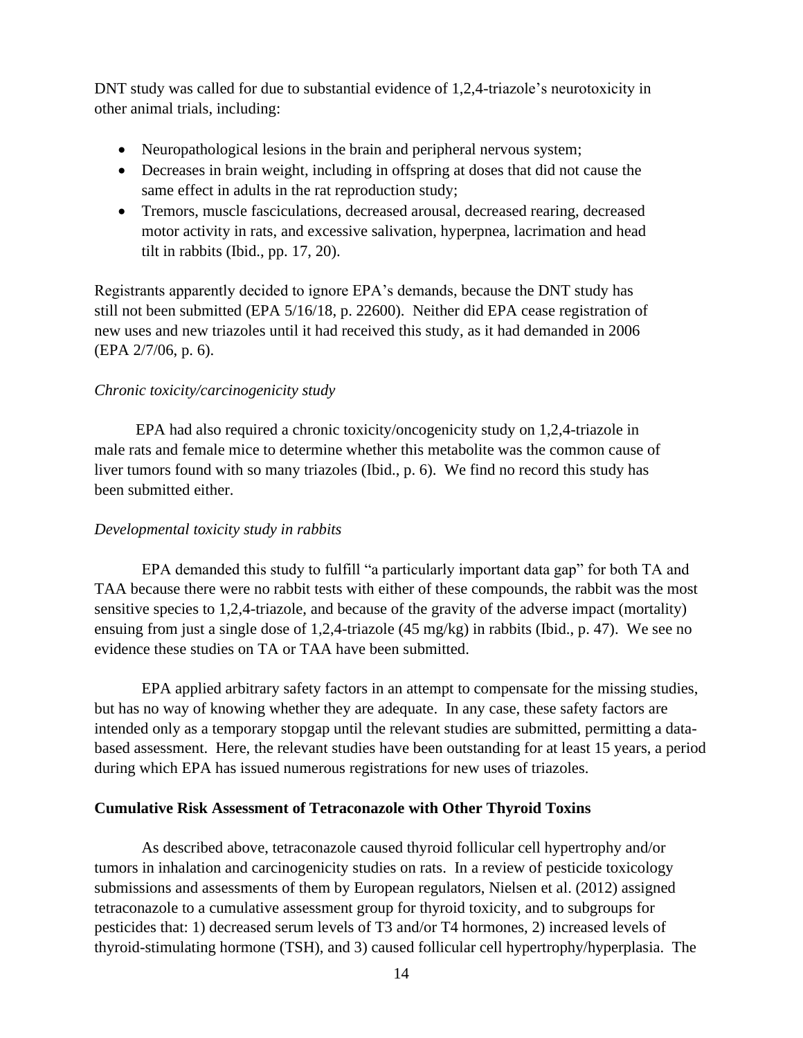DNT study was called for due to substantial evidence of 1,2,4-triazole's neurotoxicity in other animal trials, including:

- Neuropathological lesions in the brain and peripheral nervous system;
- Decreases in brain weight, including in offspring at doses that did not cause the same effect in adults in the rat reproduction study;
- Tremors, muscle fasciculations, decreased arousal, decreased rearing, decreased motor activity in rats, and excessive salivation, hyperpnea, lacrimation and head tilt in rabbits (Ibid., pp. 17, 20).

Registrants apparently decided to ignore EPA's demands, because the DNT study has still not been submitted (EPA 5/16/18, p. 22600). Neither did EPA cease registration of new uses and new triazoles until it had received this study, as it had demanded in 2006 (EPA 2/7/06, p. 6).

*Chronic toxicity/carcinogenicity study*

EPA had also required a chronic toxicity/oncogenicity study on 1,2,4-triazole in male rats and female mice to determine whether this metabolite was the common cause of liver tumors found with so many triazoles (Ibid., p. 6). We find no record this study has been submitted either.

*Developmental toxicity study in rabbits*

EPA demanded this study to fulfill "a particularly important data gap" for both TA and TAA because there were no rabbit tests with either of these compounds, the rabbit was the most sensitive species to 1,2,4-triazole, and because of the gravity of the adverse impact (mortality) ensuing from just a single dose of 1,2,4-triazole (45 mg/kg) in rabbits (Ibid., p. 47). We see no evidence these studies on TA or TAA have been submitted.

EPA applied arbitrary safety factors in an attempt to compensate for the missing studies, but has no way of knowing whether they are adequate. In any case, these safety factors are intended only as a temporary stopgap until the relevant studies are submitted, permitting a data-based assessment. Here, the relevant studies have been outstanding for at least 15 years, a period during which EPA has issued numerous registrations for new uses of triazoles.

**Cumulative Risk Assessment of Tetraconazole with Other Thyroid Toxins**

As described above, tetraconazole caused thyroid follicular cell hypertrophy and/or tumors in inhalation and carcinogenicity studies on rats. In a review of pesticide toxicology submissions and assessments of them by European regulators, Nielsen et al. (2012) assigned tetraconazole to a cumulative assessment group for thyroid toxicity, and to subgroups for pesticides that: 1) decreased serum levels of T3 and/or T4 hormones, 2) increased levels of thyroid-stimulating hormone (TSH), and 3) caused follicular cell hypertrophy/hyperplasia. The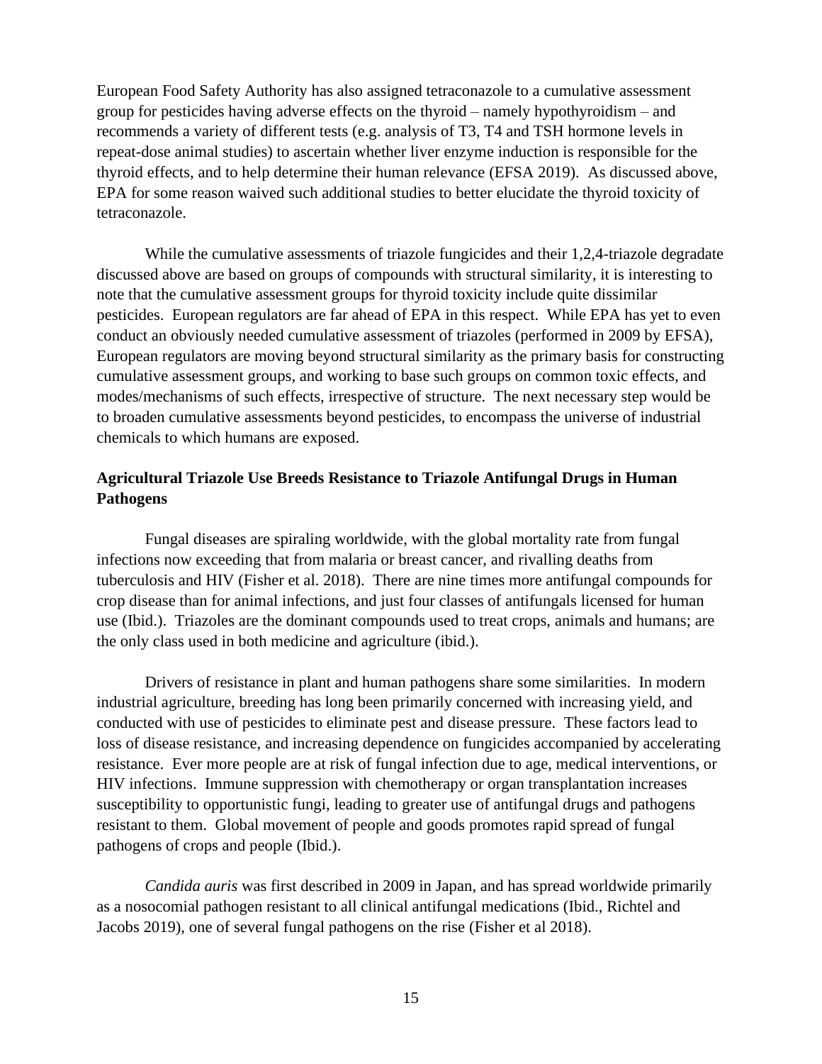European Food Safety Authority has also assigned tetraconazole to a cumulative assessment group for pesticides having adverse effects on the thyroid – namely hypothyroidism – and recommends a variety of different tests (e.g. analysis of T3, T4 and TSH hormone levels in repeat-dose animal studies) to ascertain whether liver enzyme induction is responsible for the thyroid effects, and to help determine their human relevance (EFSA 2019). As discussed above, EPA for some reason waived such additional studies to better elucidate the thyroid toxicity of tetraconazole.

While the cumulative assessments of triazole fungicides and their 1,2,4-triazole degradate discussed above are based on groups of compounds with structural similarity, it is interesting to note that the cumulative assessment groups for thyroid toxicity include quite dissimilar pesticides. European regulators are far ahead of EPA in this respect. While EPA has yet to even conduct an obviously needed cumulative assessment of triazoles (performed in 2009 by EFSA), European regulators are moving beyond structural similarity as the primary basis for constructing cumulative assessment groups, and working to base such groups on common toxic effects, and modes/mechanisms of such effects, irrespective of structure. The next necessary step would be to broaden cumulative assessments beyond pesticides, to encompass the universe of industrial chemicals to which humans are exposed.

**Agricultural Triazole Use Breeds Resistance to Triazole Antifungal Drugs in Human Pathogens**

Fungal diseases are spiraling worldwide, with the global mortality rate from fungal infections now exceeding that from malaria or breast cancer, and rivalling deaths from tuberculosis and HIV (Fisher et al. 2018). There are nine times more antifungal compounds for crop disease than for animal infections, and just four classes of antifungals licensed for human use (Ibid.). Triazoles are the dominant compounds used to treat crops, animals and humans; are the only class used in both medicine and agriculture (ibid.).

Drivers of resistance in plant and human pathogens share some similarities. In modern industrial agriculture, breeding has long been primarily concerned with increasing yield, and conducted with use of pesticides to eliminate pest and disease pressure. These factors lead to loss of disease resistance, and increasing dependence on fungicides accompanied by accelerating resistance. Ever more people are at risk of fungal infection due to age, medical interventions, or HIV infections. Immune suppression with chemotherapy or organ transplantation increases susceptibility to opportunistic fungi, leading to greater use of antifungal drugs and pathogens resistant to them. Global movement of people and goods promotes rapid spread of fungal pathogens of crops and people (Ibid.).

*Candida auris* was first described in 2009 in Japan, and has spread worldwide primarily as a nosocomial pathogen resistant to all clinical antifungal medications (Ibid., Richtel and Jacobs 2019), one of several fungal pathogens on the rise (Fisher et al 2018).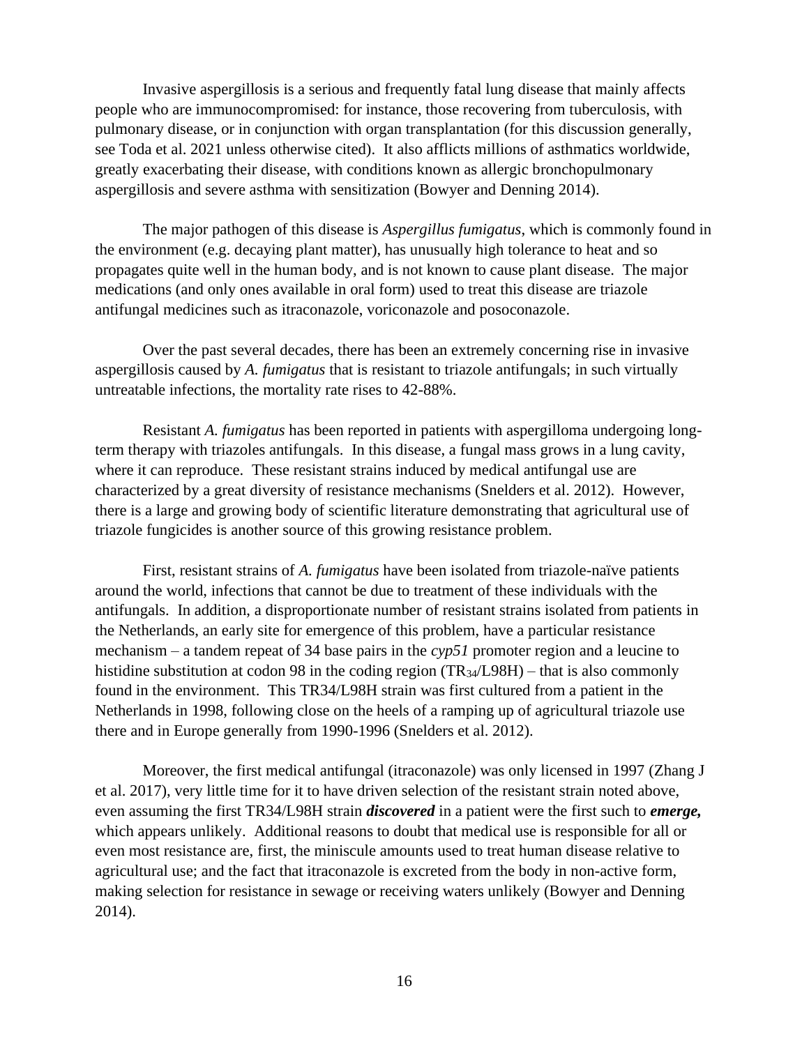Invasive aspergillosis is a serious and frequently fatal lung disease that mainly affects people who are immunocompromised: for instance, those recovering from tuberculosis, with pulmonary disease, or in conjunction with organ transplantation (for this discussion generally, see Toda et al. 2021 unless otherwise cited). It also afflicts millions of asthmatics worldwide, greatly exacerbating their disease, with conditions known as allergic bronchopulmonary aspergillosis and severe asthma with sensitization (Bowyer and Denning 2014).

The major pathogen of this disease is *Aspergillus fumigatus*, which is commonly found in the environment (e.g. decaying plant matter), has unusually high tolerance to heat and so propagates quite well in the human body, and is not known to cause plant disease. The major medications (and only ones available in oral form) used to treat this disease are triazole antifungal medicines such as itraconazole, voriconazole and posoconazole.

Over the past several decades, there has been an extremely concerning rise in invasive aspergillosis caused by *A. fumigatus* that is resistant to triazole antifungals; in such virtually untreatable infections, the mortality rate rises to 42-88%.

Resistant *A. fumigatus* has been reported in patients with aspergilloma undergoing long-term therapy with triazoles antifungals. In this disease, a fungal mass grows in a lung cavity, where it can reproduce. These resistant strains induced by medical antifungal use are characterized by a great diversity of resistance mechanisms (Snelders et al. 2012). However, there is a large and growing body of scientific literature demonstrating that agricultural use of triazole fungicides is another source of this growing resistance problem.

First, resistant strains of *A. fumigatus* have been isolated from triazole-naïve patients around the world, infections that cannot be due to treatment of these individuals with the antifungals. In addition, a disproportionate number of resistant strains isolated from patients in the Netherlands, an early site for emergence of this problem, have a particular resistance mechanism – a tandem repeat of 34 base pairs in the *cyp51* promoter region and a leucine to histidine substitution at codon 98 in the coding region ($TR_{34}$/L98H) – that is also commonly found in the environment. This TR34/L98H strain was first cultured from a patient in the Netherlands in 1998, following close on the heels of a ramping up of agricultural triazole use there and in Europe generally from 1990-1996 (Snelders et al. 2012).

Moreover, the first medical antifungal (itraconazole) was only licensed in 1997 (Zhang J et al. 2017), very little time for it to have driven selection of the resistant strain noted above, even assuming the first TR34/L98H strain ***discovered*** in a patient were the first such to ***emerge,*** which appears unlikely. Additional reasons to doubt that medical use is responsible for all or even most resistance are, first, the miniscule amounts used to treat human disease relative to agricultural use; and the fact that itraconazole is excreted from the body in non-active form, making selection for resistance in sewage or receiving waters unlikely (Bowyer and Denning 2014).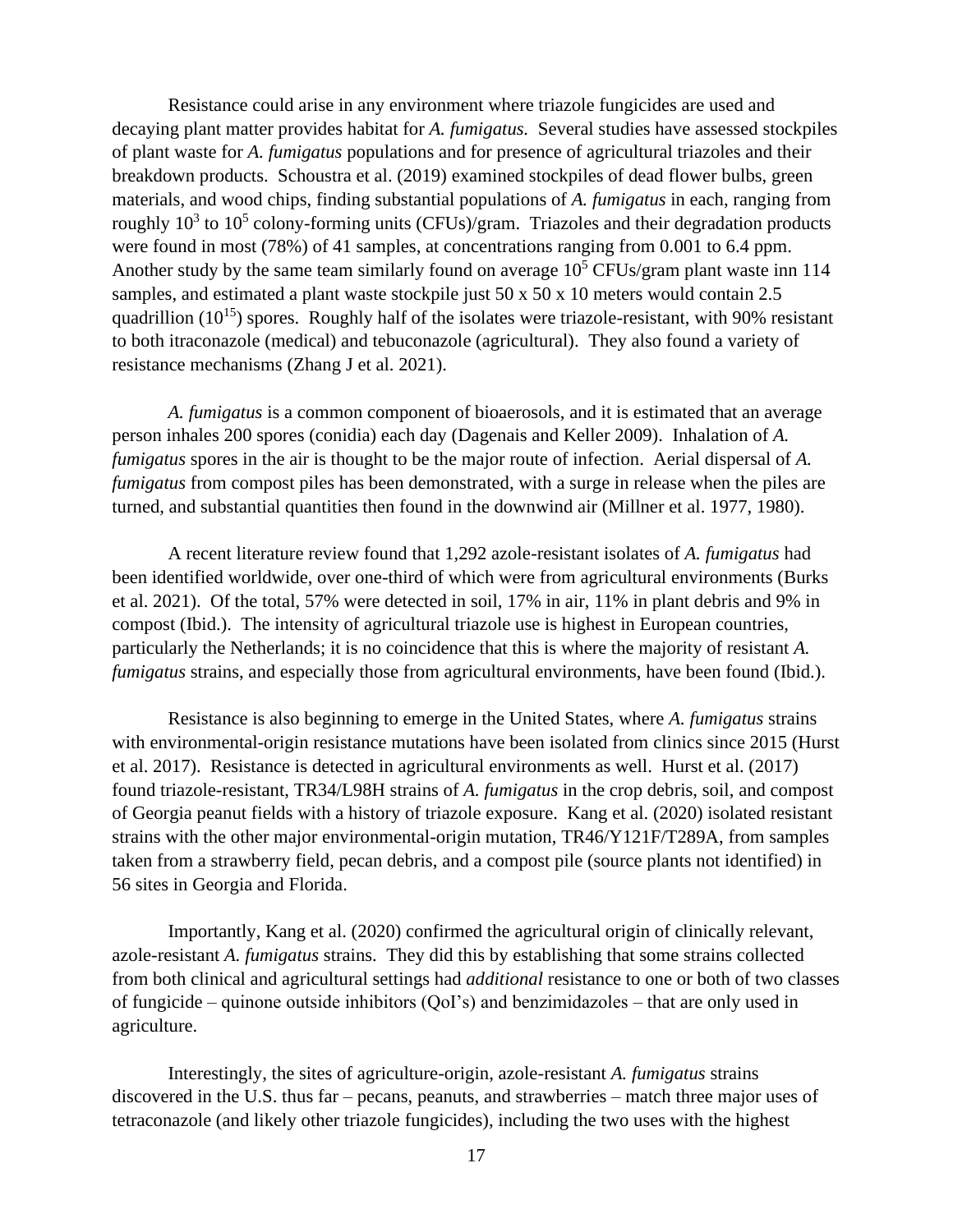Resistance could arise in any environment where triazole fungicides are used and decaying plant matter provides habitat for *A. fumigatus.* Several studies have assessed stockpiles of plant waste for *A. fumigatus* populations and for presence of agricultural triazoles and their breakdown products. Schoustra et al. (2019) examined stockpiles of dead flower bulbs, green materials, and wood chips, finding substantial populations of *A. fumigatus* in each, ranging from roughly $10^3$ to $10^5$ colony-forming units (CFUs)/gram. Triazoles and their degradation products were found in most (78%) of 41 samples, at concentrations ranging from 0.001 to 6.4 ppm. Another study by the same team similarly found on average $10^5$ CFUs/gram plant waste inn 114 samples, and estimated a plant waste stockpile just 50 x 50 x 10 meters would contain 2.5 quadrillion ($10^{15}$) spores. Roughly half of the isolates were triazole-resistant, with 90% resistant to both itraconazole (medical) and tebuconazole (agricultural). They also found a variety of resistance mechanisms (Zhang J et al. 2021).

*A. fumigatus* is a common component of bioaerosols, and it is estimated that an average person inhales 200 spores (conidia) each day (Dagenais and Keller 2009). Inhalation of *A. fumigatus* spores in the air is thought to be the major route of infection. Aerial dispersal of *A. fumigatus* from compost piles has been demonstrated, with a surge in release when the piles are turned, and substantial quantities then found in the downwind air (Millner et al. 1977, 1980).

A recent literature review found that 1,292 azole-resistant isolates of *A. fumigatus* had been identified worldwide, over one-third of which were from agricultural environments (Burks et al. 2021). Of the total, 57% were detected in soil, 17% in air, 11% in plant debris and 9% in compost (Ibid.). The intensity of agricultural triazole use is highest in European countries, particularly the Netherlands; it is no coincidence that this is where the majority of resistant *A. fumigatus* strains, and especially those from agricultural environments, have been found (Ibid.).

Resistance is also beginning to emerge in the United States, where *A. fumigatus* strains with environmental-origin resistance mutations have been isolated from clinics since 2015 (Hurst et al. 2017). Resistance is detected in agricultural environments as well. Hurst et al. (2017) found triazole-resistant, TR34/L98H strains of *A. fumigatus* in the crop debris, soil, and compost of Georgia peanut fields with a history of triazole exposure. Kang et al. (2020) isolated resistant strains with the other major environmental-origin mutation, TR46/Y121F/T289A, from samples taken from a strawberry field, pecan debris, and a compost pile (source plants not identified) in 56 sites in Georgia and Florida.

Importantly, Kang et al. (2020) confirmed the agricultural origin of clinically relevant, azole-resistant *A. fumigatus* strains. They did this by establishing that some strains collected from both clinical and agricultural settings had *additional* resistance to one or both of two classes of fungicide – quinone outside inhibitors (QoI's) and benzimidazoles – that are only used in agriculture.

Interestingly, the sites of agriculture-origin, azole-resistant *A. fumigatus* strains discovered in the U.S. thus far – pecans, peanuts, and strawberries – match three major uses of tetraconazole (and likely other triazole fungicides), including the two uses with the highest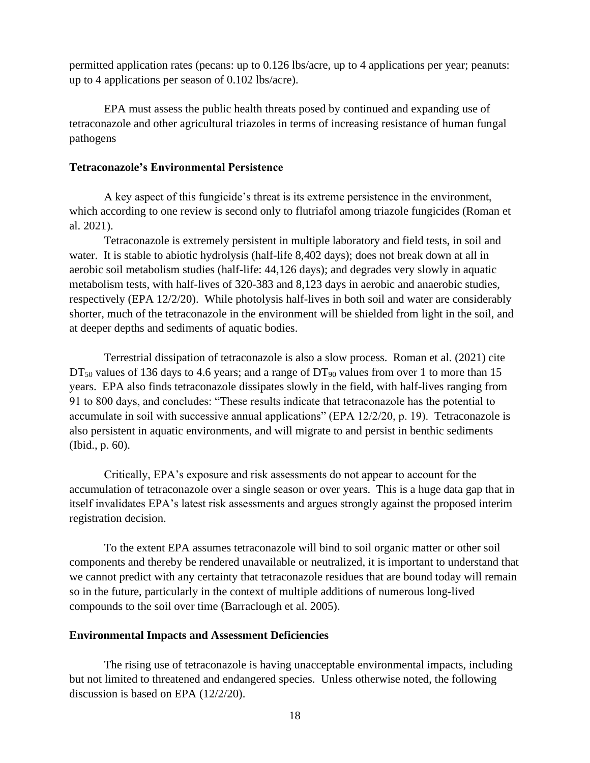permitted application rates (pecans: up to 0.126 lbs/acre, up to 4 applications per year; peanuts: up to 4 applications per season of 0.102 lbs/acre).

EPA must assess the public health threats posed by continued and expanding use of tetraconazole and other agricultural triazoles in terms of increasing resistance of human fungal pathogens

**Tetraconazole's Environmental Persistence**

A key aspect of this fungicide's threat is its extreme persistence in the environment, which according to one review is second only to flutriafol among triazole fungicides (Roman et al. 2021).

Tetraconazole is extremely persistent in multiple laboratory and field tests, in soil and water. It is stable to abiotic hydrolysis (half-life 8,402 days); does not break down at all in aerobic soil metabolism studies (half-life: 44,126 days); and degrades very slowly in aquatic metabolism tests, with half-lives of 320-383 and 8,123 days in aerobic and anaerobic studies, respectively (EPA 12/2/20). While photolysis half-lives in both soil and water are considerably shorter, much of the tetraconazole in the environment will be shielded from light in the soil, and at deeper depths and sediments of aquatic bodies.

Terrestrial dissipation of tetraconazole is also a slow process. Roman et al. (2021) cite $DT_{50}$ values of 136 days to 4.6 years; and a range of $DT_{90}$ values from over 1 to more than 15 years. EPA also finds tetraconazole dissipates slowly in the field, with half-lives ranging from 91 to 800 days, and concludes: "These results indicate that tetraconazole has the potential to accumulate in soil with successive annual applications" (EPA 12/2/20, p. 19). Tetraconazole is also persistent in aquatic environments, and will migrate to and persist in benthic sediments (Ibid., p. 60).

Critically, EPA's exposure and risk assessments do not appear to account for the accumulation of tetraconazole over a single season or over years. This is a huge data gap that in itself invalidates EPA's latest risk assessments and argues strongly against the proposed interim registration decision.

To the extent EPA assumes tetraconazole will bind to soil organic matter or other soil components and thereby be rendered unavailable or neutralized, it is important to understand that we cannot predict with any certainty that tetraconazole residues that are bound today will remain so in the future, particularly in the context of multiple additions of numerous long-lived compounds to the soil over time (Barraclough et al. 2005).

**Environmental Impacts and Assessment Deficiencies**

The rising use of tetraconazole is having unacceptable environmental impacts, including but not limited to threatened and endangered species. Unless otherwise noted, the following discussion is based on EPA (12/2/20).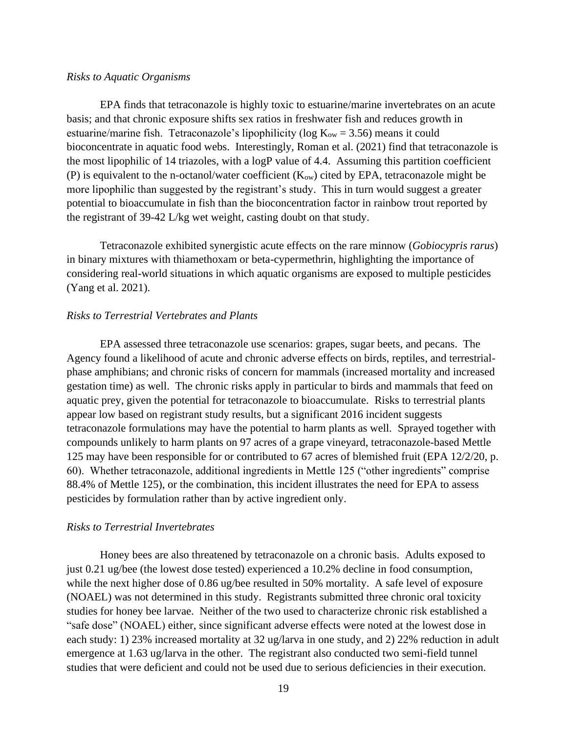*Risks to Aquatic Organisms*

EPA finds that tetraconazole is highly toxic to estuarine/marine invertebrates on an acute basis; and that chronic exposure shifts sex ratios in freshwater fish and reduces growth in estuarine/marine fish. Tetraconazole's lipophilicity (log $K_{ow}$ = 3.56) means it could bioconcentrate in aquatic food webs. Interestingly, Roman et al. (2021) find that tetraconazole is the most lipophilic of 14 triazoles, with a logP value of 4.4. Assuming this partition coefficient (P) is equivalent to the n-octanol/water coefficient ($K_{ow}$) cited by EPA, tetraconazole might be more lipophilic than suggested by the registrant's study. This in turn would suggest a greater potential to bioaccumulate in fish than the bioconcentration factor in rainbow trout reported by the registrant of 39-42 L/kg wet weight, casting doubt on that study.

Tetraconazole exhibited synergistic acute effects on the rare minnow (*Gobiocypris rarus*) in binary mixtures with thiamethoxam or beta-cypermethrin, highlighting the importance of considering real-world situations in which aquatic organisms are exposed to multiple pesticides (Yang et al. 2021).

*Risks to Terrestrial Vertebrates and Plants*

EPA assessed three tetraconazole use scenarios: grapes, sugar beets, and pecans. The Agency found a likelihood of acute and chronic adverse effects on birds, reptiles, and terrestrial-phase amphibians; and chronic risks of concern for mammals (increased mortality and increased gestation time) as well. The chronic risks apply in particular to birds and mammals that feed on aquatic prey, given the potential for tetraconazole to bioaccumulate. Risks to terrestrial plants appear low based on registrant study results, but a significant 2016 incident suggests tetraconazole formulations may have the potential to harm plants as well. Sprayed together with compounds unlikely to harm plants on 97 acres of a grape vineyard, tetraconazole-based Mettle 125 may have been responsible for or contributed to 67 acres of blemished fruit (EPA 12/2/20, p. 60). Whether tetraconazole, additional ingredients in Mettle 125 ("other ingredients" comprise 88.4% of Mettle 125), or the combination, this incident illustrates the need for EPA to assess pesticides by formulation rather than by active ingredient only.

*Risks to Terrestrial Invertebrates*

Honey bees are also threatened by tetraconazole on a chronic basis. Adults exposed to just 0.21 ug/bee (the lowest dose tested) experienced a 10.2% decline in food consumption, while the next higher dose of 0.86 ug/bee resulted in 50% mortality. A safe level of exposure (NOAEL) was not determined in this study. Registrants submitted three chronic oral toxicity studies for honey bee larvae. Neither of the two used to characterize chronic risk established a "safe dose" (NOAEL) either, since significant adverse effects were noted at the lowest dose in each study: 1) 23% increased mortality at 32 ug/larva in one study, and 2) 22% reduction in adult emergence at 1.63 ug/larva in the other. The registrant also conducted two semi-field tunnel studies that were deficient and could not be used due to serious deficiencies in their execution.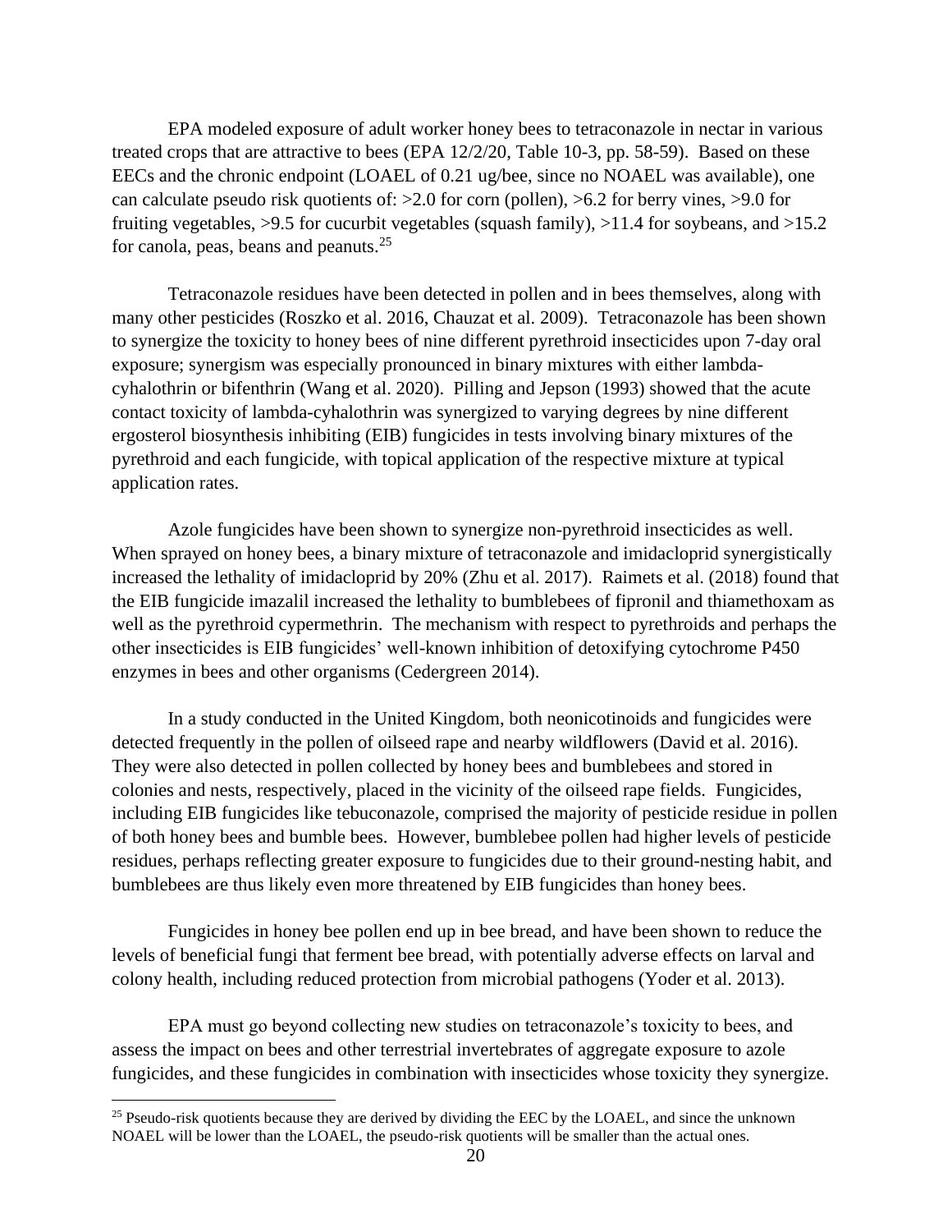EPA modeled exposure of adult worker honey bees to tetraconazole in nectar in various treated crops that are attractive to bees (EPA 12/2/20, Table 10-3, pp. 58-59). Based on these EECs and the chronic endpoint (LOAEL of 0.21 ug/bee, since no NOAEL was available), one can calculate pseudo risk quotients of: >2.0 for corn (pollen), >6.2 for berry vines, >9.0 for fruiting vegetables, >9.5 for cucurbit vegetables (squash family), >11.4 for soybeans, and >15.2 for canola, peas, beans and peanuts.[25]

Tetraconazole residues have been detected in pollen and in bees themselves, along with many other pesticides (Roszko et al. 2016, Chauzat et al. 2009). Tetraconazole has been shown to synergize the toxicity to honey bees of nine different pyrethroid insecticides upon 7-day oral exposure; synergism was especially pronounced in binary mixtures with either lambda-cyhalothrin or bifenthrin (Wang et al. 2020). Pilling and Jepson (1993) showed that the acute contact toxicity of lambda-cyhalothrin was synergized to varying degrees by nine different ergosterol biosynthesis inhibiting (EIB) fungicides in tests involving binary mixtures of the pyrethroid and each fungicide, with topical application of the respective mixture at typical application rates.

Azole fungicides have been shown to synergize non-pyrethroid insecticides as well. When sprayed on honey bees, a binary mixture of tetraconazole and imidacloprid synergistically increased the lethality of imidacloprid by 20% (Zhu et al. 2017). Raimets et al. (2018) found that the EIB fungicide imazalil increased the lethality to bumblebees of fipronil and thiamethoxam as well as the pyrethroid cypermethrin. The mechanism with respect to pyrethroids and perhaps the other insecticides is EIB fungicides' well-known inhibition of detoxifying cytochrome P450 enzymes in bees and other organisms (Cedergreen 2014).

In a study conducted in the United Kingdom, both neonicotinoids and fungicides were detected frequently in the pollen of oilseed rape and nearby wildflowers (David et al. 2016). They were also detected in pollen collected by honey bees and bumblebees and stored in colonies and nests, respectively, placed in the vicinity of the oilseed rape fields. Fungicides, including EIB fungicides like tebuconazole, comprised the majority of pesticide residue in pollen of both honey bees and bumble bees. However, bumblebee pollen had higher levels of pesticide residues, perhaps reflecting greater exposure to fungicides due to their ground-nesting habit, and bumblebees are thus likely even more threatened by EIB fungicides than honey bees.

Fungicides in honey bee pollen end up in bee bread, and have been shown to reduce the levels of beneficial fungi that ferment bee bread, with potentially adverse effects on larval and colony health, including reduced protection from microbial pathogens (Yoder et al. 2013).

EPA must go beyond collecting new studies on tetraconazole's toxicity to bees, and assess the impact on bees and other terrestrial invertebrates of aggregate exposure to azole fungicides, and these fungicides in combination with insecticides whose toxicity they synergize.

---

[25] Pseudo-risk quotients because they are derived by dividing the EEC by the LOAEL, and since the unknown NOAEL will be lower than the LOAEL, the pseudo-risk quotients will be smaller than the actual ones.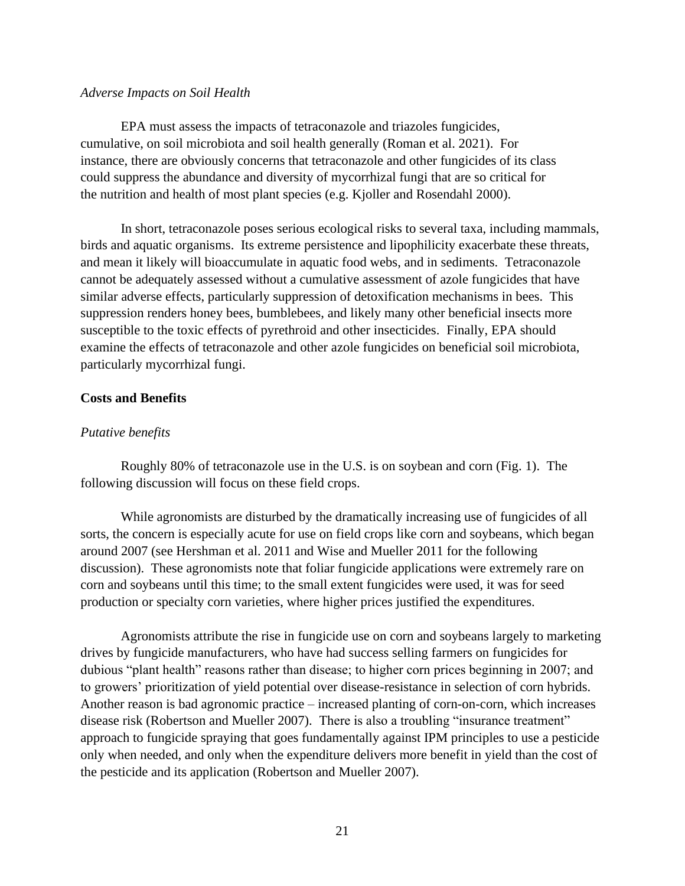*Adverse Impacts on Soil Health*

EPA must assess the impacts of tetraconazole and triazoles fungicides, cumulative, on soil microbiota and soil health generally (Roman et al. 2021). For instance, there are obviously concerns that tetraconazole and other fungicides of its class could suppress the abundance and diversity of mycorrhizal fungi that are so critical for the nutrition and health of most plant species (e.g. Kjoller and Rosendahl 2000).

In short, tetraconazole poses serious ecological risks to several taxa, including mammals, birds and aquatic organisms. Its extreme persistence and lipophilicity exacerbate these threats, and mean it likely will bioaccumulate in aquatic food webs, and in sediments. Tetraconazole cannot be adequately assessed without a cumulative assessment of azole fungicides that have similar adverse effects, particularly suppression of detoxification mechanisms in bees. This suppression renders honey bees, bumblebees, and likely many other beneficial insects more susceptible to the toxic effects of pyrethroid and other insecticides. Finally, EPA should examine the effects of tetraconazole and other azole fungicides on beneficial soil microbiota, particularly mycorrhizal fungi.

**Costs and Benefits**

*Putative benefits*

Roughly 80% of tetraconazole use in the U.S. is on soybean and corn (Fig. 1). The following discussion will focus on these field crops.

While agronomists are disturbed by the dramatically increasing use of fungicides of all sorts, the concern is especially acute for use on field crops like corn and soybeans, which began around 2007 (see Hershman et al. 2011 and Wise and Mueller 2011 for the following discussion). These agronomists note that foliar fungicide applications were extremely rare on corn and soybeans until this time; to the small extent fungicides were used, it was for seed production or specialty corn varieties, where higher prices justified the expenditures.

Agronomists attribute the rise in fungicide use on corn and soybeans largely to marketing drives by fungicide manufacturers, who have had success selling farmers on fungicides for dubious "plant health" reasons rather than disease; to higher corn prices beginning in 2007; and to growers' prioritization of yield potential over disease-resistance in selection of corn hybrids. Another reason is bad agronomic practice – increased planting of corn-on-corn, which increases disease risk (Robertson and Mueller 2007). There is also a troubling "insurance treatment" approach to fungicide spraying that goes fundamentally against IPM principles to use a pesticide only when needed, and only when the expenditure delivers more benefit in yield than the cost of the pesticide and its application (Robertson and Mueller 2007).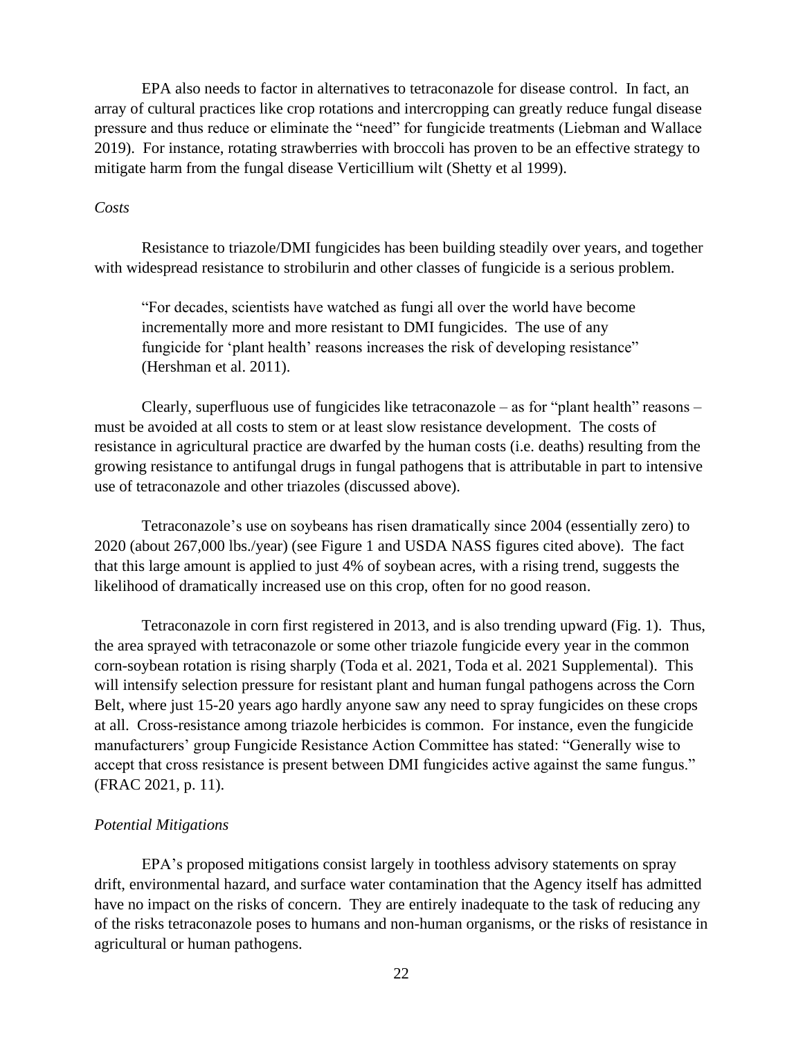EPA also needs to factor in alternatives to tetraconazole for disease control. In fact, an array of cultural practices like crop rotations and intercropping can greatly reduce fungal disease pressure and thus reduce or eliminate the "need" for fungicide treatments (Liebman and Wallace 2019). For instance, rotating strawberries with broccoli has proven to be an effective strategy to mitigate harm from the fungal disease Verticillium wilt (Shetty et al 1999).

*Costs*

Resistance to triazole/DMI fungicides has been building steadily over years, and together with widespread resistance to strobilurin and other classes of fungicide is a serious problem.

> "For decades, scientists have watched as fungi all over the world have become incrementally more and more resistant to DMI fungicides. The use of any fungicide for 'plant health' reasons increases the risk of developing resistance" (Hershman et al. 2011).

Clearly, superfluous use of fungicides like tetraconazole – as for "plant health" reasons – must be avoided at all costs to stem or at least slow resistance development. The costs of resistance in agricultural practice are dwarfed by the human costs (i.e. deaths) resulting from the growing resistance to antifungal drugs in fungal pathogens that is attributable in part to intensive use of tetraconazole and other triazoles (discussed above).

Tetraconazole's use on soybeans has risen dramatically since 2004 (essentially zero) to 2020 (about 267,000 lbs./year) (see Figure 1 and USDA NASS figures cited above). The fact that this large amount is applied to just 4% of soybean acres, with a rising trend, suggests the likelihood of dramatically increased use on this crop, often for no good reason.

Tetraconazole in corn first registered in 2013, and is also trending upward (Fig. 1). Thus, the area sprayed with tetraconazole or some other triazole fungicide every year in the common corn-soybean rotation is rising sharply (Toda et al. 2021, Toda et al. 2021 Supplemental). This will intensify selection pressure for resistant plant and human fungal pathogens across the Corn Belt, where just 15-20 years ago hardly anyone saw any need to spray fungicides on these crops at all. Cross-resistance among triazole herbicides is common. For instance, even the fungicide manufacturers' group Fungicide Resistance Action Committee has stated: "Generally wise to accept that cross resistance is present between DMI fungicides active against the same fungus." (FRAC 2021, p. 11).

*Potential Mitigations*

EPA's proposed mitigations consist largely in toothless advisory statements on spray drift, environmental hazard, and surface water contamination that the Agency itself has admitted have no impact on the risks of concern. They are entirely inadequate to the task of reducing any of the risks tetraconazole poses to humans and non-human organisms, or the risks of resistance in agricultural or human pathogens.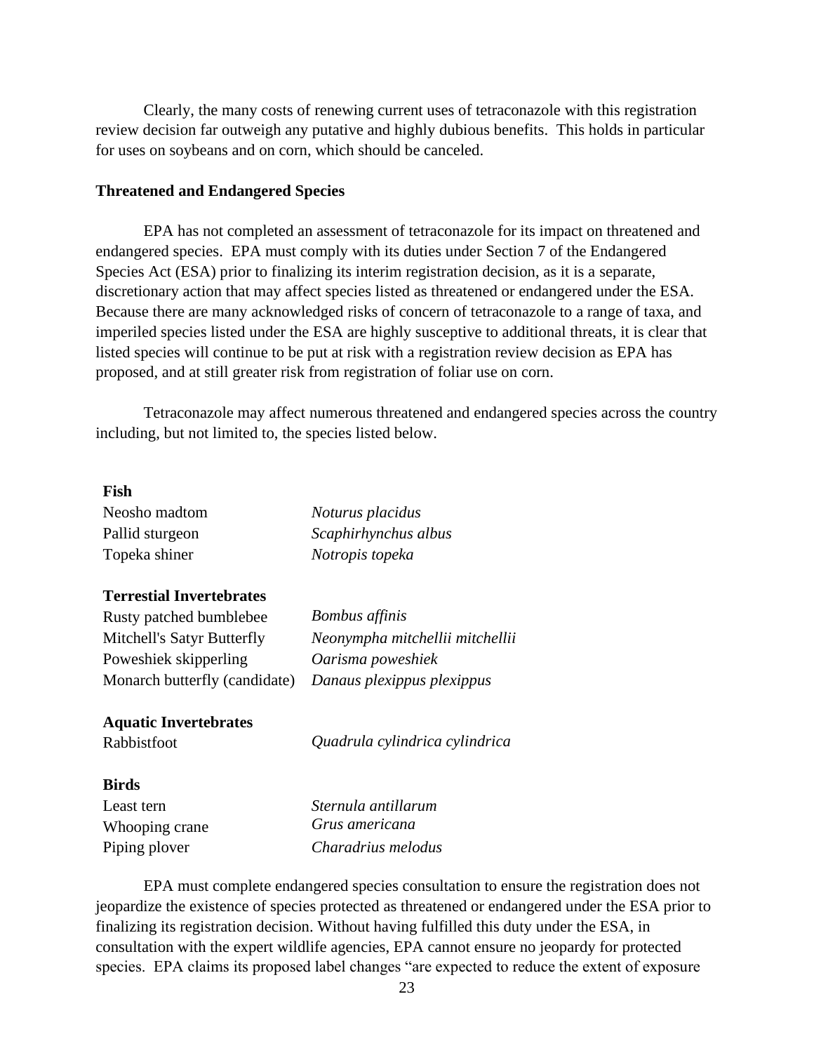Clearly, the many costs of renewing current uses of tetraconazole with this registration review decision far outweigh any putative and highly dubious benefits. This holds in particular for uses on soybeans and on corn, which should be canceled.

**Threatened and Endangered Species**

EPA has not completed an assessment of tetraconazole for its impact on threatened and endangered species. EPA must comply with its duties under Section 7 of the Endangered Species Act (ESA) prior to finalizing its interim registration decision, as it is a separate, discretionary action that may affect species listed as threatened or endangered under the ESA. Because there are many acknowledged risks of concern of tetraconazole to a range of taxa, and imperiled species listed under the ESA are highly susceptive to additional threats, it is clear that listed species will continue to be put at risk with a registration review decision as EPA has proposed, and at still greater risk from registration of foliar use on corn.

Tetraconazole may affect numerous threatened and endangered species across the country including, but not limited to, the species listed below.

| | |
|---|---|
| **Fish** | |
| Neosho madtom | *Noturus placidus* |
| Pallid sturgeon | *Scaphirhynchus albus* |
| Topeka shiner | *Notropis topeka* |
| **Terrestial Invertebrates** | |
| Rusty patched bumblebee | *Bombus affinis* |
| Mitchell's Satyr Butterfly | *Neonympha mitchellii mitchellii* |
| Poweshiek skipperling | *Oarisma poweshiek* |
| Monarch butterfly (candidate) | *Danaus plexippus plexippus* |
| **Aquatic Invertebrates** | |
| Rabbistfoot | *Quadrula cylindrica cylindrica* |
| **Birds** | |
| Least tern | *Sternula antillarum* |
| Whooping crane | *Grus americana* |
| Piping plover | *Charadrius melodus* |

EPA must complete endangered species consultation to ensure the registration does not jeopardize the existence of species protected as threatened or endangered under the ESA prior to finalizing its registration decision. Without having fulfilled this duty under the ESA, in consultation with the expert wildlife agencies, EPA cannot ensure no jeopardy for protected species. EPA claims its proposed label changes "are expected to reduce the extent of exposure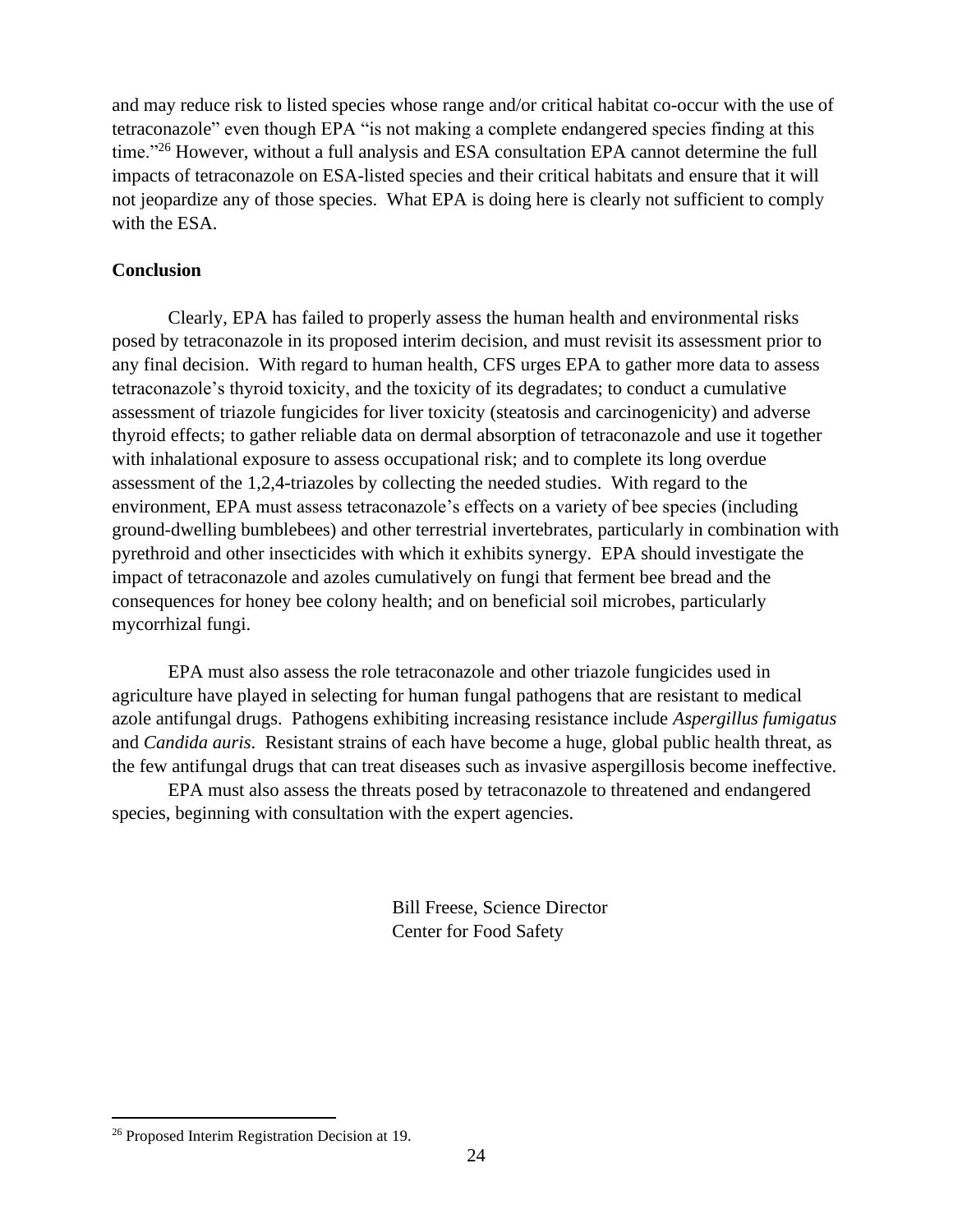and may reduce risk to listed species whose range and/or critical habitat co-occur with the use of tetraconazole" even though EPA "is not making a complete endangered species finding at this time."[26] However, without a full analysis and ESA consultation EPA cannot determine the full impacts of tetraconazole on ESA-listed species and their critical habitats and ensure that it will not jeopardize any of those species. What EPA is doing here is clearly not sufficient to comply with the ESA.

**Conclusion**

Clearly, EPA has failed to properly assess the human health and environmental risks posed by tetraconazole in its proposed interim decision, and must revisit its assessment prior to any final decision. With regard to human health, CFS urges EPA to gather more data to assess tetraconazole's thyroid toxicity, and the toxicity of its degradates; to conduct a cumulative assessment of triazole fungicides for liver toxicity (steatosis and carcinogenicity) and adverse thyroid effects; to gather reliable data on dermal absorption of tetraconazole and use it together with inhalational exposure to assess occupational risk; and to complete its long overdue assessment of the 1,2,4-triazoles by collecting the needed studies. With regard to the environment, EPA must assess tetraconazole's effects on a variety of bee species (including ground-dwelling bumblebees) and other terrestrial invertebrates, particularly in combination with pyrethroid and other insecticides with which it exhibits synergy. EPA should investigate the impact of tetraconazole and azoles cumulatively on fungi that ferment bee bread and the consequences for honey bee colony health; and on beneficial soil microbes, particularly mycorrhizal fungi.

EPA must also assess the role tetraconazole and other triazole fungicides used in agriculture have played in selecting for human fungal pathogens that are resistant to medical azole antifungal drugs. Pathogens exhibiting increasing resistance include *Aspergillus fumigatus* and *Candida auris*. Resistant strains of each have become a huge, global public health threat, as the few antifungal drugs that can treat diseases such as invasive aspergillosis become ineffective.

EPA must also assess the threats posed by tetraconazole to threatened and endangered species, beginning with consultation with the expert agencies.

Bill Freese, Science Director
Center for Food Safety

[26] Proposed Interim Registration Decision at 19.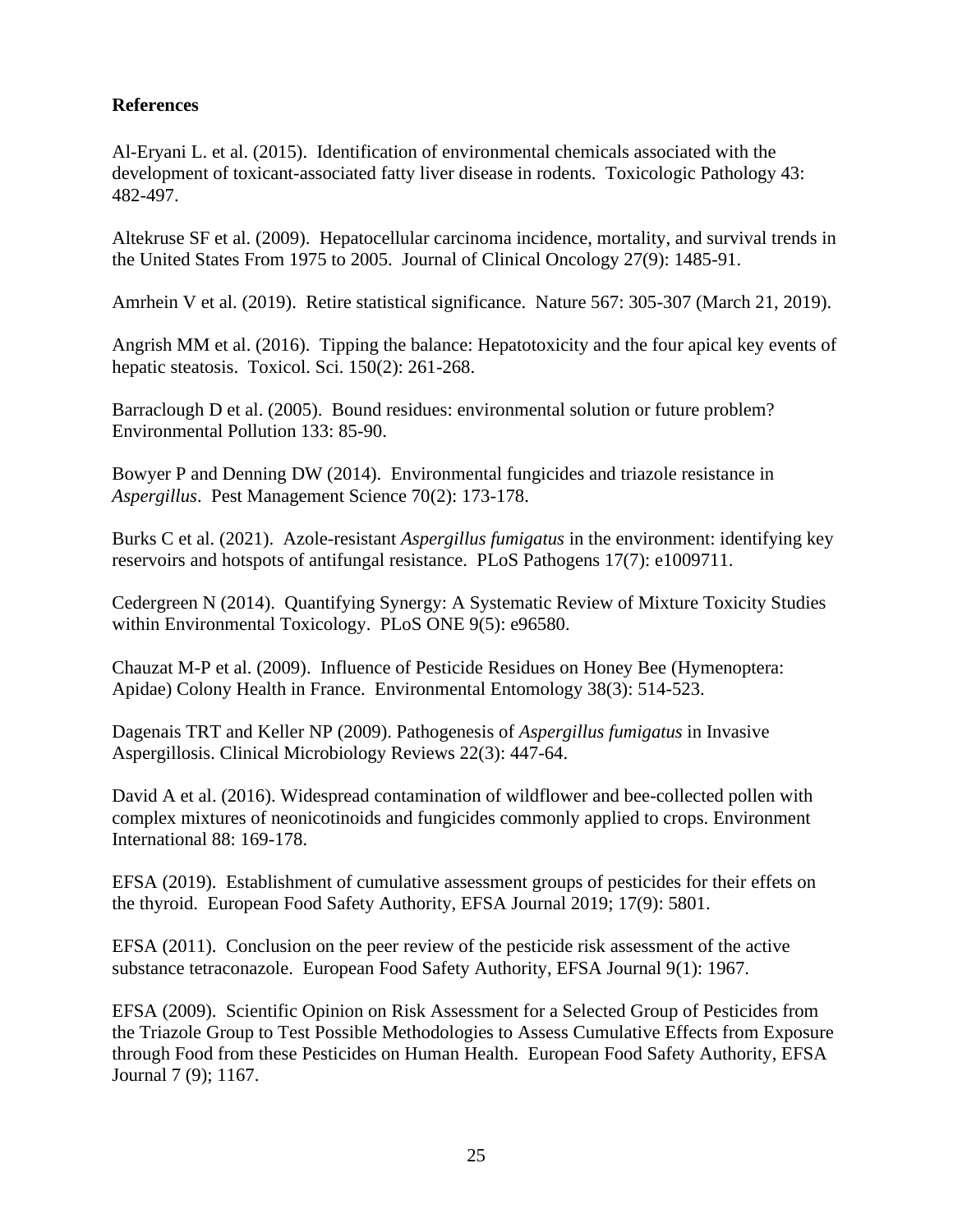**References**

Al-Eryani L. et al. (2015). Identification of environmental chemicals associated with the development of toxicant-associated fatty liver disease in rodents. Toxicologic Pathology 43: 482-497.

Altekruse SF et al. (2009). Hepatocellular carcinoma incidence, mortality, and survival trends in the United States From 1975 to 2005. Journal of Clinical Oncology 27(9): 1485-91.

Amrhein V et al. (2019). Retire statistical significance. Nature 567: 305-307 (March 21, 2019).

Angrish MM et al. (2016). Tipping the balance: Hepatotoxicity and the four apical key events of hepatic steatosis. Toxicol. Sci. 150(2): 261-268.

Barraclough D et al. (2005). Bound residues: environmental solution or future problem? Environmental Pollution 133: 85-90.

Bowyer P and Denning DW (2014). Environmental fungicides and triazole resistance in *Aspergillus*. Pest Management Science 70(2): 173-178.

Burks C et al. (2021). Azole-resistant *Aspergillus fumigatus* in the environment: identifying key reservoirs and hotspots of antifungal resistance. PLoS Pathogens 17(7): e1009711.

Cedergreen N (2014). Quantifying Synergy: A Systematic Review of Mixture Toxicity Studies within Environmental Toxicology. PLoS ONE 9(5): e96580.

Chauzat M-P et al. (2009). Influence of Pesticide Residues on Honey Bee (Hymenoptera: Apidae) Colony Health in France. Environmental Entomology 38(3): 514-523.

Dagenais TRT and Keller NP (2009). Pathogenesis of *Aspergillus fumigatus* in Invasive Aspergillosis. Clinical Microbiology Reviews 22(3): 447-64.

David A et al. (2016). Widespread contamination of wildflower and bee-collected pollen with complex mixtures of neonicotinoids and fungicides commonly applied to crops. Environment International 88: 169-178.

EFSA (2019). Establishment of cumulative assessment groups of pesticides for their effets on the thyroid. European Food Safety Authority, EFSA Journal 2019; 17(9): 5801.

EFSA (2011). Conclusion on the peer review of the pesticide risk assessment of the active substance tetraconazole. European Food Safety Authority, EFSA Journal 9(1): 1967.

EFSA (2009). Scientific Opinion on Risk Assessment for a Selected Group of Pesticides from the Triazole Group to Test Possible Methodologies to Assess Cumulative Effects from Exposure through Food from these Pesticides on Human Health. European Food Safety Authority, EFSA Journal 7 (9); 1167.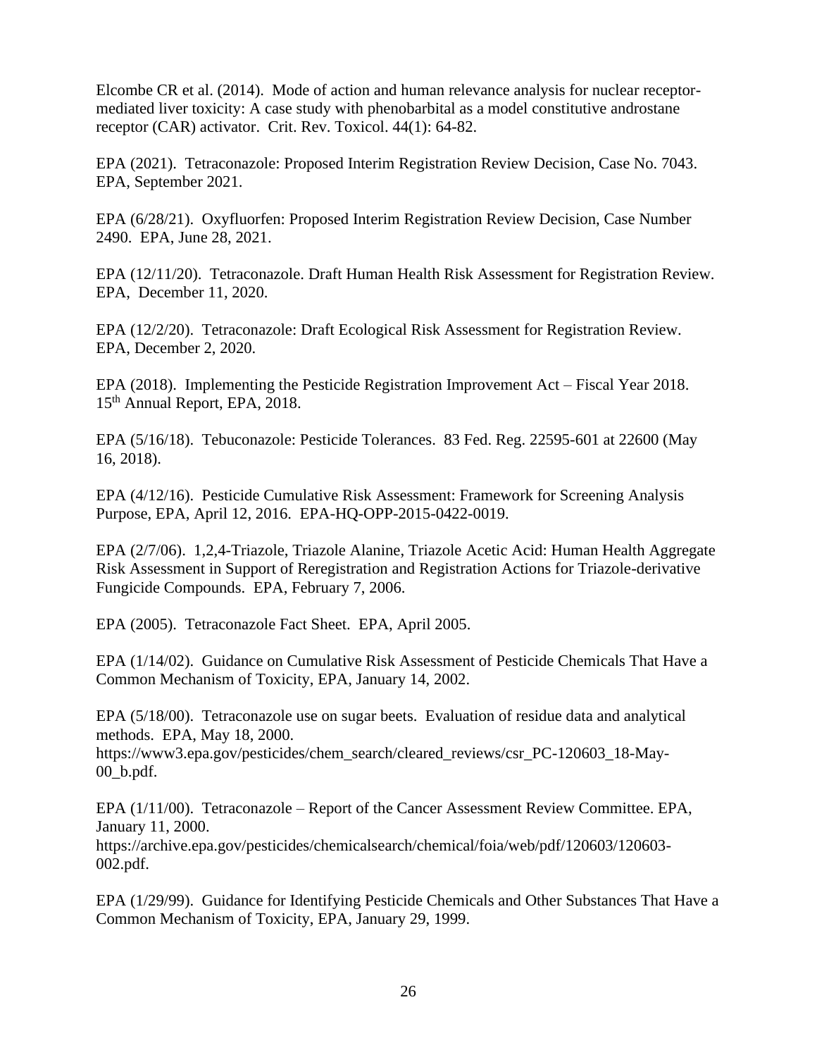Elcombe CR et al. (2014). Mode of action and human relevance analysis for nuclear receptor-mediated liver toxicity: A case study with phenobarbital as a model constitutive androstane receptor (CAR) activator. Crit. Rev. Toxicol. 44(1): 64-82.

EPA (2021). Tetraconazole: Proposed Interim Registration Review Decision, Case No. 7043. EPA, September 2021.

EPA (6/28/21). Oxyfluorfen: Proposed Interim Registration Review Decision, Case Number 2490. EPA, June 28, 2021.

EPA (12/11/20). Tetraconazole. Draft Human Health Risk Assessment for Registration Review. EPA, December 11, 2020.

EPA (12/2/20). Tetraconazole: Draft Ecological Risk Assessment for Registration Review. EPA, December 2, 2020.

EPA (2018). Implementing the Pesticide Registration Improvement Act – Fiscal Year 2018. 15th Annual Report, EPA, 2018.

EPA (5/16/18). Tebuconazole: Pesticide Tolerances. 83 Fed. Reg. 22595-601 at 22600 (May 16, 2018).

EPA (4/12/16). Pesticide Cumulative Risk Assessment: Framework for Screening Analysis Purpose, EPA, April 12, 2016. EPA-HQ-OPP-2015-0422-0019.

EPA (2/7/06). 1,2,4-Triazole, Triazole Alanine, Triazole Acetic Acid: Human Health Aggregate Risk Assessment in Support of Reregistration and Registration Actions for Triazole-derivative Fungicide Compounds. EPA, February 7, 2006.

EPA (2005). Tetraconazole Fact Sheet. EPA, April 2005.

EPA (1/14/02). Guidance on Cumulative Risk Assessment of Pesticide Chemicals That Have a Common Mechanism of Toxicity, EPA, January 14, 2002.

EPA (5/18/00). Tetraconazole use on sugar beets. Evaluation of residue data and analytical methods. EPA, May 18, 2000. https://www3.epa.gov/pesticides/chem_search/cleared_reviews/csr_PC-120603_18-May-00_b.pdf.

EPA (1/11/00). Tetraconazole – Report of the Cancer Assessment Review Committee. EPA, January 11, 2000. https://archive.epa.gov/pesticides/chemicalsearch/chemical/foia/web/pdf/120603/120603-002.pdf.

EPA (1/29/99). Guidance for Identifying Pesticide Chemicals and Other Substances That Have a Common Mechanism of Toxicity, EPA, January 29, 1999.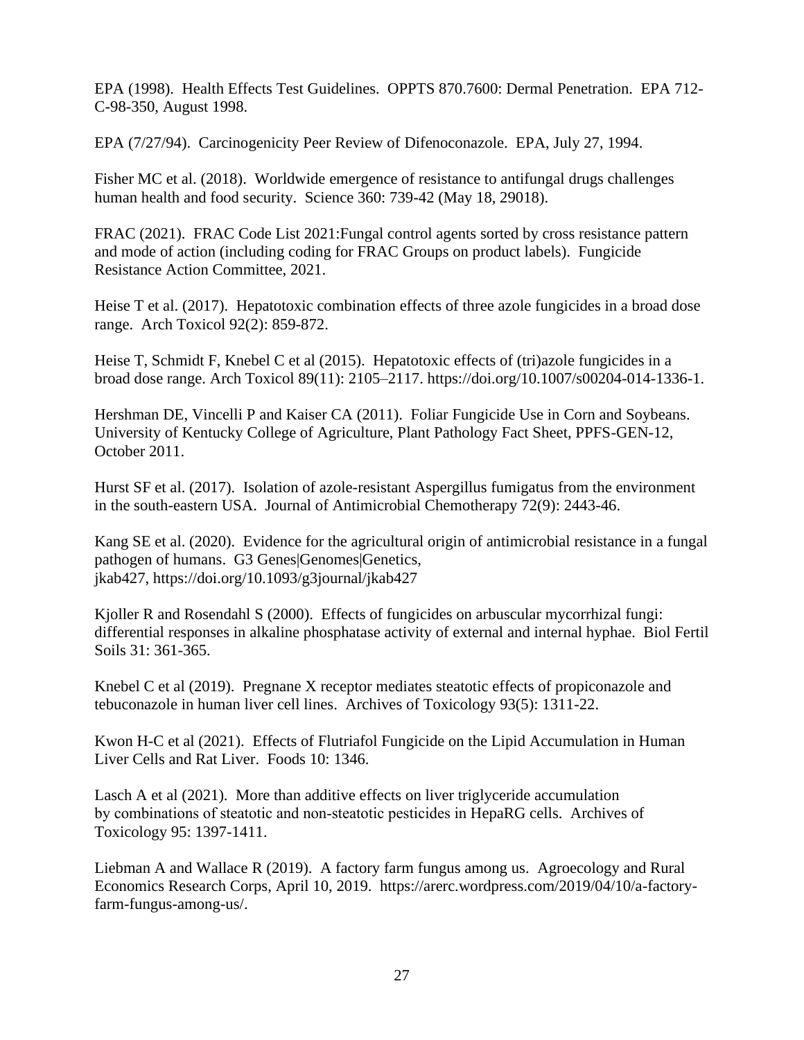EPA (1998). Health Effects Test Guidelines. OPPTS 870.7600: Dermal Penetration. EPA 712-C-98-350, August 1998.

EPA (7/27/94). Carcinogenicity Peer Review of Difenoconazole. EPA, July 27, 1994.

Fisher MC et al. (2018). Worldwide emergence of resistance to antifungal drugs challenges human health and food security. Science 360: 739-42 (May 18, 29018).

FRAC (2021). FRAC Code List 2021:Fungal control agents sorted by cross resistance pattern and mode of action (including coding for FRAC Groups on product labels). Fungicide Resistance Action Committee, 2021.

Heise T et al. (2017). Hepatotoxic combination effects of three azole fungicides in a broad dose range. Arch Toxicol 92(2): 859-872.

Heise T, Schmidt F, Knebel C et al (2015). Hepatotoxic effects of (tri)azole fungicides in a broad dose range. Arch Toxicol 89(11): 2105–2117. https://doi.org/10.1007/s00204-014-1336-1.

Hershman DE, Vincelli P and Kaiser CA (2011). Foliar Fungicide Use in Corn and Soybeans. University of Kentucky College of Agriculture, Plant Pathology Fact Sheet, PPFS-GEN-12, October 2011.

Hurst SF et al. (2017). Isolation of azole-resistant Aspergillus fumigatus from the environment in the south-eastern USA. Journal of Antimicrobial Chemotherapy 72(9): 2443-46.

Kang SE et al. (2020). Evidence for the agricultural origin of antimicrobial resistance in a fungal pathogen of humans. G3 Genes|Genomes|Genetics, jkab427, https://doi.org/10.1093/g3journal/jkab427

Kjoller R and Rosendahl S (2000). Effects of fungicides on arbuscular mycorrhizal fungi: differential responses in alkaline phosphatase activity of external and internal hyphae. Biol Fertil Soils 31: 361-365.

Knebel C et al (2019). Pregnane X receptor mediates steatotic effects of propiconazole and tebuconazole in human liver cell lines. Archives of Toxicology 93(5): 1311-22.

Kwon H-C et al (2021). Effects of Flutriafol Fungicide on the Lipid Accumulation in Human Liver Cells and Rat Liver. Foods 10: 1346.

Lasch A et al (2021). More than additive effects on liver triglyceride accumulation by combinations of steatotic and non-steatotic pesticides in HepaRG cells. Archives of Toxicology 95: 1397-1411.

Liebman A and Wallace R (2019). A factory farm fungus among us. Agroecology and Rural Economics Research Corps, April 10, 2019. https://arerc.wordpress.com/2019/04/10/a-factory-farm-fungus-among-us/.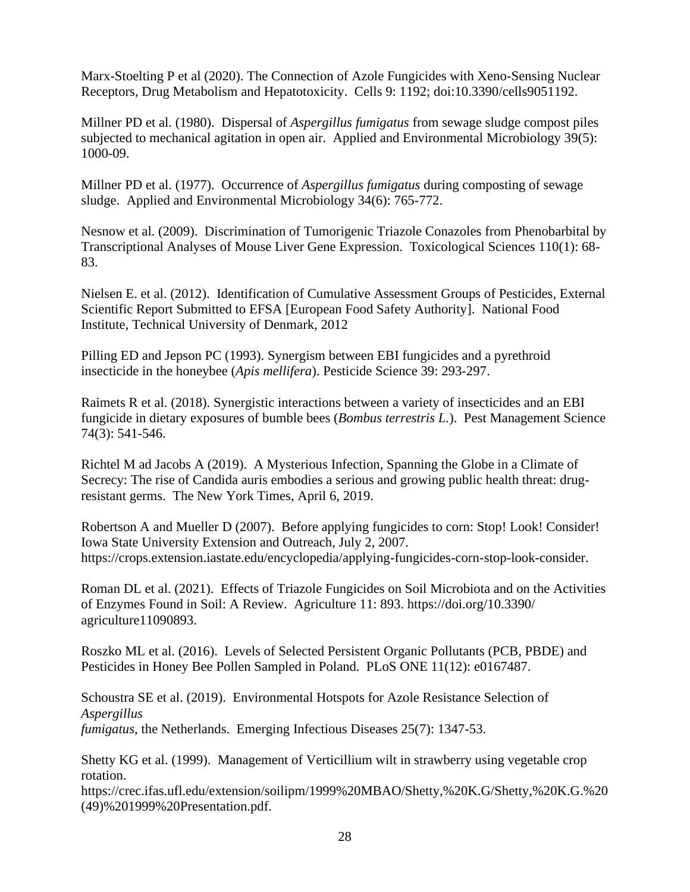Marx-Stoelting P et al (2020). The Connection of Azole Fungicides with Xeno-Sensing Nuclear Receptors, Drug Metabolism and Hepatotoxicity. Cells 9: 1192; doi:10.3390/cells9051192.

Millner PD et al. (1980). Dispersal of *Aspergillus fumigatus* from sewage sludge compost piles subjected to mechanical agitation in open air. Applied and Environmental Microbiology 39(5): 1000-09.

Millner PD et al. (1977). Occurrence of *Aspergillus fumigatus* during composting of sewage sludge. Applied and Environmental Microbiology 34(6): 765-772.

Nesnow et al. (2009). Discrimination of Tumorigenic Triazole Conazoles from Phenobarbital by Transcriptional Analyses of Mouse Liver Gene Expression. Toxicological Sciences 110(1): 68-83.

Nielsen E. et al. (2012). Identification of Cumulative Assessment Groups of Pesticides, External Scientific Report Submitted to EFSA [European Food Safety Authority]. National Food Institute, Technical University of Denmark, 2012

Pilling ED and Jepson PC (1993). Synergism between EBI fungicides and a pyrethroid insecticide in the honeybee (*Apis mellifera*). Pesticide Science 39: 293-297.

Raimets R et al. (2018). Synergistic interactions between a variety of insecticides and an EBI fungicide in dietary exposures of bumble bees (*Bombus terrestris L.*). Pest Management Science 74(3): 541-546.

Richtel M ad Jacobs A (2019). A Mysterious Infection, Spanning the Globe in a Climate of Secrecy: The rise of Candida auris embodies a serious and growing public health threat: drug-resistant germs. The New York Times, April 6, 2019.

Robertson A and Mueller D (2007). Before applying fungicides to corn: Stop! Look! Consider! Iowa State University Extension and Outreach, July 2, 2007. https://crops.extension.iastate.edu/encyclopedia/applying-fungicides-corn-stop-look-consider.

Roman DL et al. (2021). Effects of Triazole Fungicides on Soil Microbiota and on the Activities of Enzymes Found in Soil: A Review. Agriculture 11: 893. https://doi.org/10.3390/agriculture11090893.

Roszko ML et al. (2016). Levels of Selected Persistent Organic Pollutants (PCB, PBDE) and Pesticides in Honey Bee Pollen Sampled in Poland. PLoS ONE 11(12): e0167487.

Schoustra SE et al. (2019). Environmental Hotspots for Azole Resistance Selection of *Aspergillus fumigatus*, the Netherlands. Emerging Infectious Diseases 25(7): 1347-53.

Shetty KG et al. (1999). Management of Verticillium wilt in strawberry using vegetable crop rotation. https://crec.ifas.ufl.edu/extension/soilipm/1999%20MBAO/Shetty,%20K.G/Shetty,%20K.G.%20(49)%201999%20Presentation.pdf.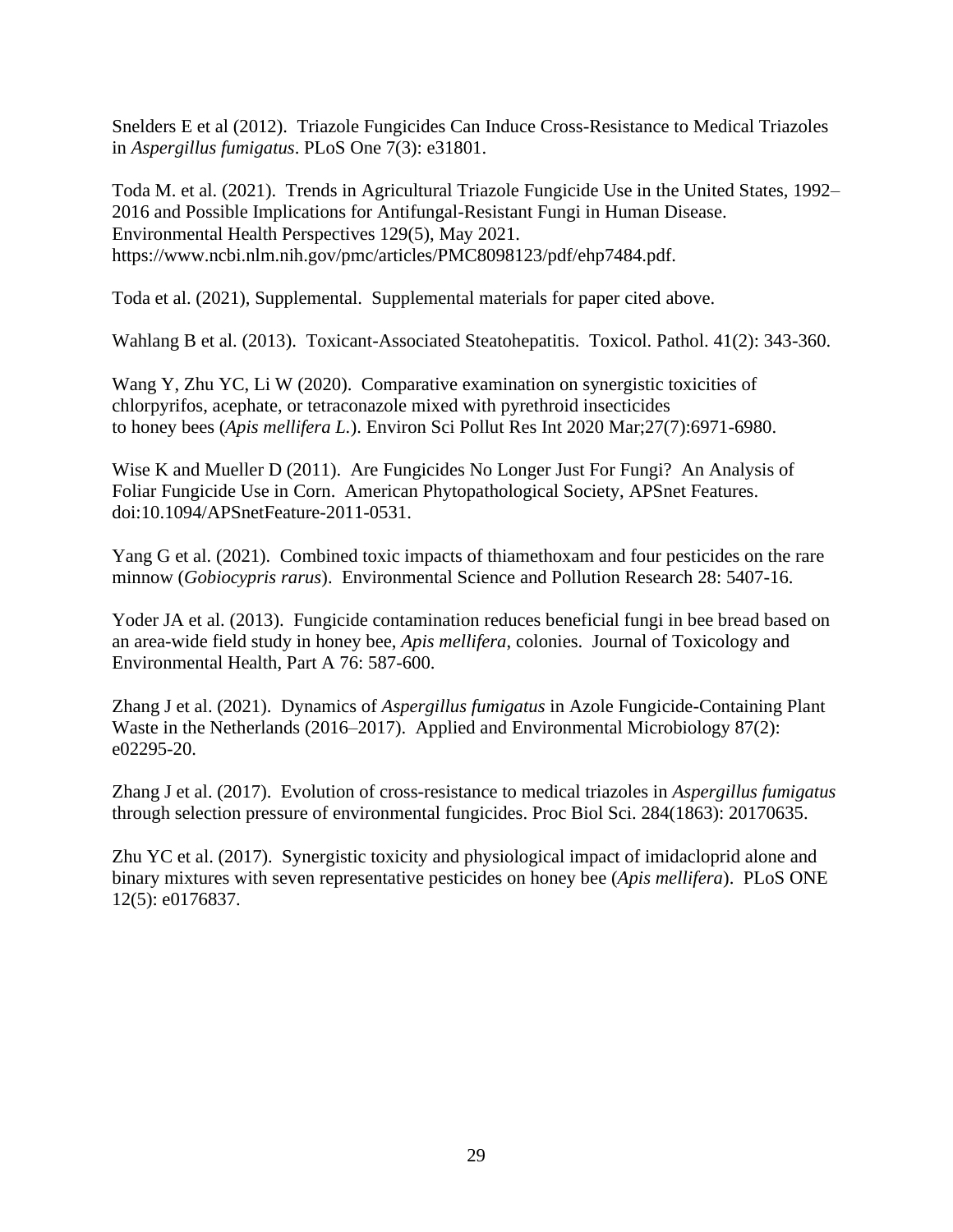Snelders E et al (2012). Triazole Fungicides Can Induce Cross-Resistance to Medical Triazoles in *Aspergillus fumigatus*. PLoS One 7(3): e31801.

Toda M. et al. (2021). Trends in Agricultural Triazole Fungicide Use in the United States, 1992–2016 and Possible Implications for Antifungal-Resistant Fungi in Human Disease. Environmental Health Perspectives 129(5), May 2021. https://www.ncbi.nlm.nih.gov/pmc/articles/PMC8098123/pdf/ehp7484.pdf.

Toda et al. (2021), Supplemental. Supplemental materials for paper cited above.

Wahlang B et al. (2013). Toxicant-Associated Steatohepatitis. Toxicol. Pathol. 41(2): 343-360.

Wang Y, Zhu YC, Li W (2020). Comparative examination on synergistic toxicities of chlorpyrifos, acephate, or tetraconazole mixed with pyrethroid insecticides to honey bees (*Apis mellifera L.*). Environ Sci Pollut Res Int 2020 Mar;27(7):6971-6980.

Wise K and Mueller D (2011). Are Fungicides No Longer Just For Fungi? An Analysis of Foliar Fungicide Use in Corn. American Phytopathological Society, APSnet Features. doi:10.1094/APSnetFeature-2011-0531.

Yang G et al. (2021). Combined toxic impacts of thiamethoxam and four pesticides on the rare minnow (*Gobiocypris rarus*). Environmental Science and Pollution Research 28: 5407-16.

Yoder JA et al. (2013). Fungicide contamination reduces beneficial fungi in bee bread based on an area-wide field study in honey bee, *Apis mellifera*, colonies. Journal of Toxicology and Environmental Health, Part A 76: 587-600.

Zhang J et al. (2021). Dynamics of *Aspergillus fumigatus* in Azole Fungicide-Containing Plant Waste in the Netherlands (2016–2017). Applied and Environmental Microbiology 87(2): e02295-20.

Zhang J et al. (2017). Evolution of cross-resistance to medical triazoles in *Aspergillus fumigatus* through selection pressure of environmental fungicides. Proc Biol Sci. 284(1863): 20170635.

Zhu YC et al. (2017). Synergistic toxicity and physiological impact of imidacloprid alone and binary mixtures with seven representative pesticides on honey bee (*Apis mellifera*). PLoS ONE 12(5): e0176837.